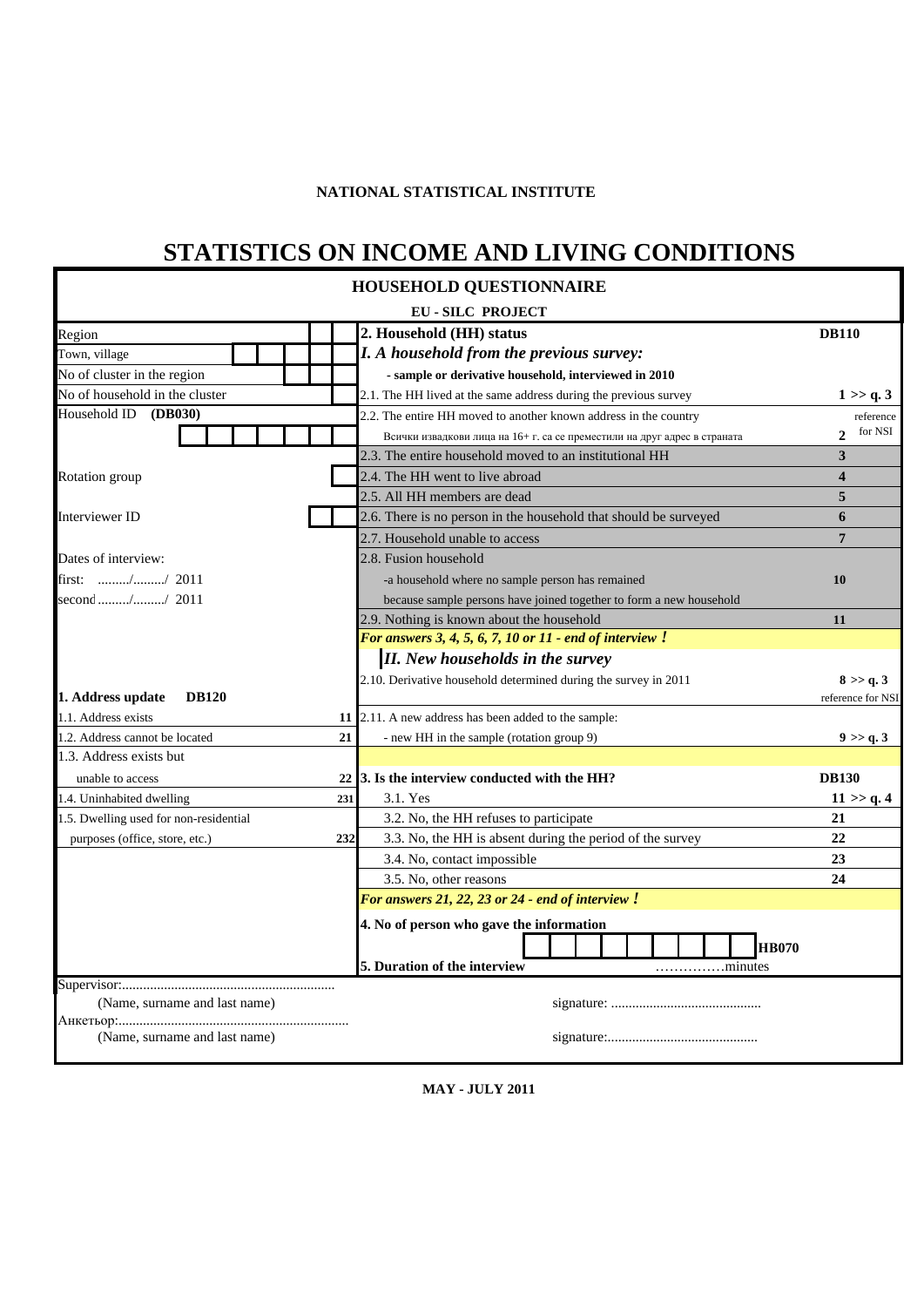**NATIONAL STATISTICAL INSTITUTE**

# STATISTICS ON INCOME AND LIVING CONDITIONS

## HOUSEHOLD QUESTIONNAIRE

**EU - SILC PROJECT**

| | |
|---|---|
| Region | |
| Town, village | |
| No of cluster in the region | |
| No of household in the cluster | |
| Household ID **(DB030)** | |
| Rotation group | |
| Interviewer ID | |

Dates of interview:

first: ........./........./ 2011

second ........./........./ 2011

**1. Address update DB120**

| | |
|---|---|
| 1.1. Address exists | **11** |
| 1.2. Address cannot be located | **21** |
| 1.3. Address exists but unable to access | **22** |
| 1.4. Uninhabited dwelling | **231** |
| 1.5. Dwelling used for non-residential purposes (office, store, etc.) | **232** |

**2. Household (HH) status** **DB110**

***I. A household from the previous survey:***

**- sample or derivative household, interviewed in 2010**

| | |
|---|---|
| 2.1. The HH lived at the same address during the previous survey | **1 >> q. 3** |
| 2.2. The entire HH moved to another known address in the country<br>Всички извадкови лица на 16+ г. са се преместили на друг адрес в страната | **2** reference for NSI |
| 2.3. The entire household moved to an institutional HH | **3** |
| 2.4. The HH went to live abroad | **4** |
| 2.5. All HH members are dead | **5** |
| 2.6. There is no person in the household that should be surveyed | **6** |
| 2.7. Household unable to access | **7** |
| 2.8. Fusion household<br>-a household where no sample person has remained<br>because sample persons have joined together to form a new household | **10** |
| 2.9. Nothing is known about the household | **11** |

***For answers 3, 4, 5, 6, 7, 10 or 11 - end of interview !***

***II. New households in the survey***

| | |
|---|---|
| 2.10. Derivative household determined during the survey in 2011 | **8 >> q. 3**<br>reference for NSI |
| 2.11. A new address has been added to the sample:<br>- new HH in the sample (rotation group 9) | **9 >> q. 3** |

**3. Is the interview conducted with the HH?** **DB130**

| | |
|---|---|
| 3.1. Yes | **11 >> q. 4** |
| 3.2. No, the HH refuses to participate | **21** |
| 3.3. No, the HH is absent during the period of the survey | **22** |
| 3.4. No, contact impossible | **23** |
| 3.5. No, other reasons | **24** |

***For answers 21, 22, 23 or 24 - end of interview !***

**4. No of person who gave the information** **HB070**

**5. Duration of the interview** ……………minutes

Supervisor:..............................................................
(Name, surname and last name) signature: ...........................................

Анкетьор:..................................................................
(Name, surname and last name) signature:...........................................

**MAY - JULY 2011**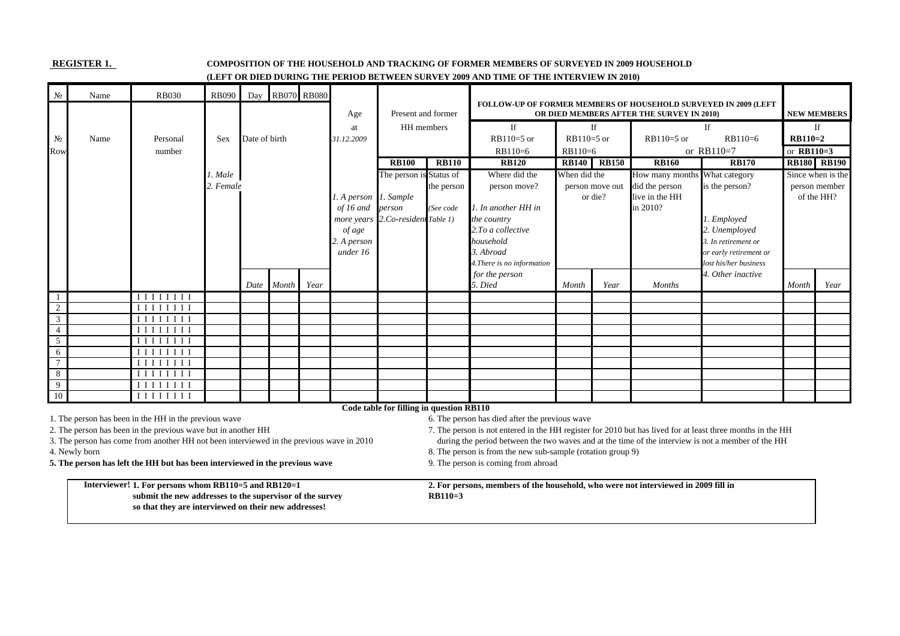**REGISTER 1.** **COMPOSITION OF THE HOUSEHOLD AND TRACKING OF FORMER MEMBERS OF SURVEYED IN 2009 HOUSEHOLD (LEFT OR DIED DURING THE PERIOD BETWEEN SURVEY 2009 AND TIME OF THE INTERVIEW IN 2010)**

| № | Name | RB030 | RB090 | Day | RB070 | RB080 | Age at 31.12.2009 | Present and former HH members | | FOLLOW-UP OF FORMER MEMBERS OF HOUSEHOLD SURVEYED IN 2009 (LEFT OR DIED MEMBERS AFTER THE SURVEY IN 2010) | | | | | NEW MEMBERS | |
|---|---|---|---|---|---|---|---|---|---|---|---|---|---|---|---|---|
| № Row | Name | Personal number | Sex | Date of birth | | | | | | If RB110=5 or RB110=6 | If RB110=5 or RB110=6 | | If RB110=5 or RB110=6 or RB110=7 | | If RB110=2 or RB110=3 | |
| | | | | | | | | **RB100** | **RB110** | **RB120** | **RB140** | **RB150** | **RB160** | **RB170** | **RB180** | **RB190** |
| | | | *1. Male* *2. Female* | | | | *1. A person of 16 and more years of age* *2. A person under 16* | The person is *1. Sample person* *2.Co-resident* | Status of the person *(See code Table 1)* | Where did the person move? *1. In another HH in the country* *2.To a collective household* *3. Abroad* *4.There is no information for the person* *5. Died* | When did the person move out or die? | | How many months did the person live in the HH in 2010? | What category is the person? *1. Employed* *2. Unemployed* *3. In retirement or or early retirement or lost his/her business* *4. Other inactive* | Since when is the person member of the HH? | |
| | | | | *Date* | *Month* | *Year* | | | | | *Month* | *Year* | *Months* | | *Month* | *Year* |
| 1 | | I I I I I I I I | | | | | | | | | | | | | | |
| 2 | | I I I I I I I I | | | | | | | | | | | | | | |
| 3 | | I I I I I I I I | | | | | | | | | | | | | | |
| 4 | | I I I I I I I I | | | | | | | | | | | | | | |
| 5 | | I I I I I I I I | | | | | | | | | | | | | | |
| 6 | | I I I I I I I I | | | | | | | | | | | | | | |
| 7 | | I I I I I I I I | | | | | | | | | | | | | | |
| 8 | | I I I I I I I I | | | | | | | | | | | | | | |
| 9 | | I I I I I I I I | | | | | | | | | | | | | | |
| 10 | | I I I I I I I I | | | | | | | | | | | | | | |

**Code table for filling in question RB110**

1. The person has been in the HH in the previous wave
2. The person has been in the previous wave but in another HH
3. The person has come from another HH not been interviewed in the previous wave in 2010
4. Newly born
5. **The person has left the HH but has been interviewed in the previous wave**
6. The person has died after the previous wave
7. The person is not entered in the HH register for 2010 but has lived for at least three months in the HH during the period between the two waves and at the time of the interview is not a member of the HH
8. The person is from the new sub-sample (rotation group 9)
9. The person is coming from abroad

**Interviewer! 1. For persons whom RB110=5 and RB120=1 submit the new addresses to the supervisor of the survey so that they are interviewed on their new addresses!**

**2. For persons, members of the household, who were not interviewed in 2009 fill in RB110=3**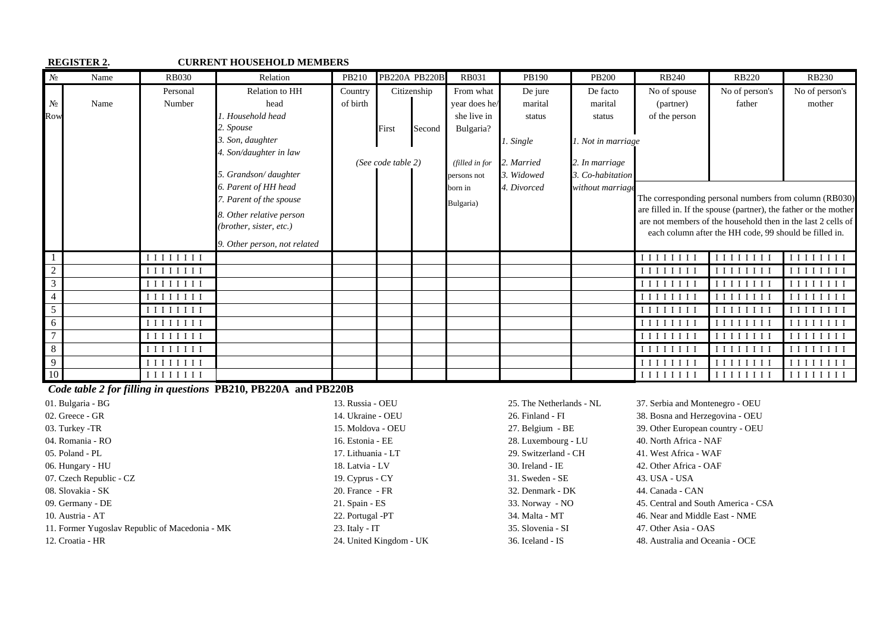**REGISTER 2.** **CURRENT HOUSEHOLD MEMBERS**

| № | Name | RB030 | Relation | PB210 | PB220A | PB220B | RB031 | PB190 | PB200 | RB240 | RB220 | RB230 |
|---|---|---|---|---|---|---|---|---|---|---|---|---|
| № Row | Name | Personal Number | Relation to HH head<br>*1. Household head*<br>*2. Spouse*<br>*3. Son, daughter*<br>*4. Son/daughter in law*<br>*5. Grandson/ daughter*<br>*6. Parent of HH head*<br>*7. Parent of the spouse*<br>*8. Other relative person (brother, sister, etc.)*<br>*9. Other person, not related* | Country of birth | Citizenship<br>First | Second | From what year does he/she live in Bulgaria?<br>*(filled in for persons not born in Bulgaria)* | De jure marital status<br>*1. Single*<br>*2. Married*<br>*3. Widowed*<br>*4. Divorced* | De facto marital status<br>*1. Not in marriage*<br>*2. In marriage*<br>*3. Co-habitation without marriage* | No of spouse (partner) of the person | No of person's father | No of person's mother |
| | | | | *(See code table 2)* | | | | | | The corresponding personal numbers from column (RB030) are filled in. If the spouse (partner), the father or the mother are not members of the household then in the last 2 cells of each column after the HH code, 99 should be filled in. | | |
| 1 | | I I I I I I I I | | | | | | | | I I I I I I I I | I I I I I I I I | I I I I I I I I |
| 2 | | I I I I I I I I | | | | | | | | I I I I I I I I | I I I I I I I I | I I I I I I I I |
| 3 | | I I I I I I I I | | | | | | | | I I I I I I I I | I I I I I I I I | I I I I I I I I |
| 4 | | I I I I I I I I | | | | | | | | I I I I I I I I | I I I I I I I I | I I I I I I I I |
| 5 | | I I I I I I I I | | | | | | | | I I I I I I I I | I I I I I I I I | I I I I I I I I |
| 6 | | I I I I I I I I | | | | | | | | I I I I I I I I | I I I I I I I I | I I I I I I I I |
| 7 | | I I I I I I I I | | | | | | | | I I I I I I I I | I I I I I I I I | I I I I I I I I |
| 8 | | I I I I I I I I | | | | | | | | I I I I I I I I | I I I I I I I I | I I I I I I I I |
| 9 | | I I I I I I I I | | | | | | | | I I I I I I I I | I I I I I I I I | I I I I I I I I |
| 10 | | I I I I I I I I | | | | | | | | I I I I I I I I | I I I I I I I I | I I I I I I I I |

***Code table 2 for filling in questions* PB210, PB220A and PB220B**

01. Bulgaria - BG
02. Greece - GR
03. Turkey -TR
04. Romania - RO
05. Poland - PL
06. Hungary - HU
07. Czech Republic - CZ
08. Slovakia - SK
09. Germany - DE
10. Austria - AT
11. Former Yugoslav Republic of Macedonia - MK
12. Croatia - HR
13. Russia - OEU
14. Ukraine - OEU
15. Moldova - OEU
16. Estonia - EE
17. Lithuania - LT
18. Latvia - LV
19. Cyprus - CY
20. France - FR
21. Spain - ES
22. Portugal -PT
23. Italy - IT
24. United Kingdom - UK
25. The Netherlands - NL
26. Finland - FI
27. Belgium - BE
28. Luxembourg - LU
29. Switzerland - CH
30. Ireland - IE
31. Sweden - SE
32. Denmark - DK
33. Norway - NO
34. Malta - MT
35. Slovenia - SI
36. Iceland - IS
37. Serbia and Montenegro - OEU
38. Bosna and Herzegovina - OEU
39. Other European country - OEU
40. North Africa - NAF
41. West Africa - WAF
42. Other Africa - OAF
43. USA - USA
44. Canada - CAN
45. Central and South America - CSA
46. Near and Middle East - NME
47. Other Asia - OAS
48. Australia and Oceania - OCE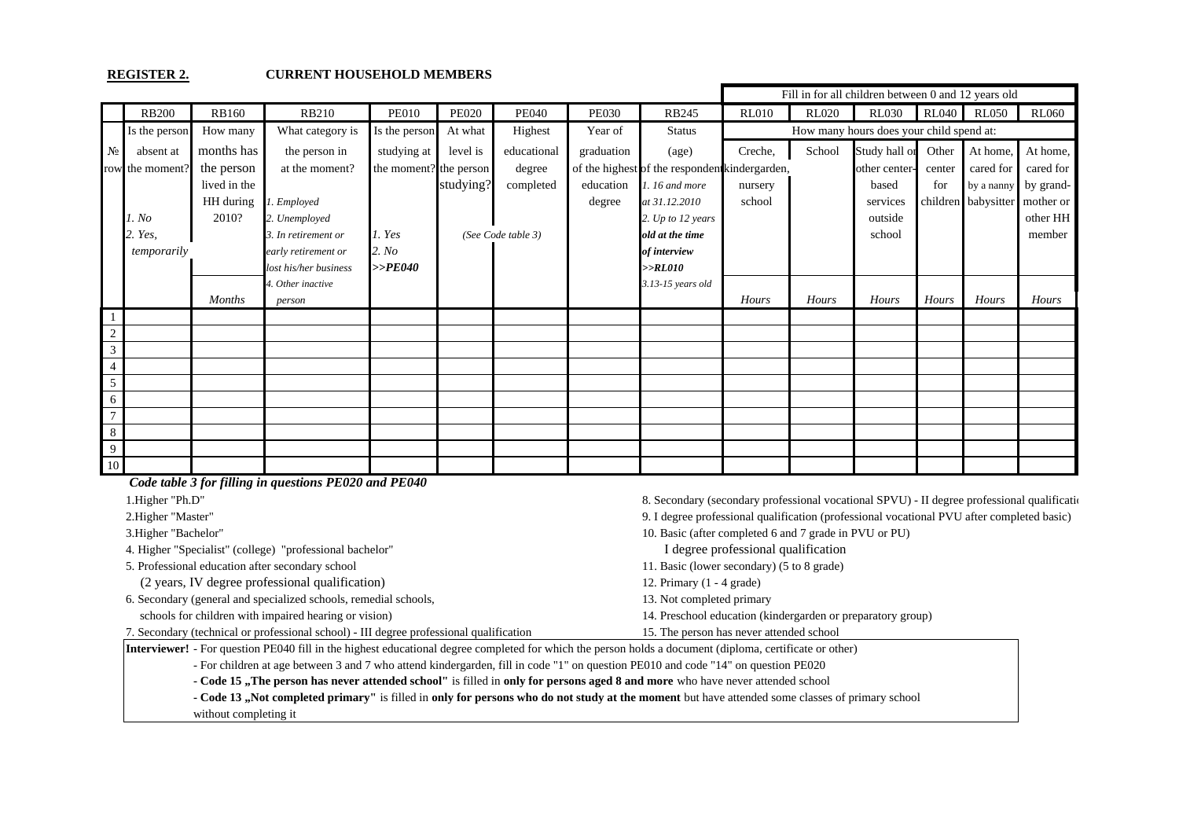**REGISTER 2.** **CURRENT HOUSEHOLD MEMBERS**

|  |  |  |  |  |  |  |  |  | Fill in for all children between 0 and 12 years old | | | | | |
|---|---|---|---|---|---|---|---|---|---|---|---|---|---|---|
|  | RB200 | RB160 | RB210 | PE010 | PE020 | PE040 | PE030 | RB245 | RL010 | RL020 | RL030 | RL040 | RL050 | RL060 |
| № row | Is the person absent at the moment? *1. No* *2. Yes, temporarily* | How many months has the person lived in the HH during 2010? | What category is the person in at the moment? *1. Employed* *2. Unemployed* *3. In retirement or early retirement or lost his/her business* *4. Other inactive person* | Is the person studying at the moment? *1. Yes* *2. No* ***>>PE040*** | At what level is the person studying? | Highest educational degree completed | Year of graduation of the highest education degree | Status (age) of the respondent *1. 16 and more at 31.12.2010* *2. Up to 12 years* ***old at the time of interview >>RL010*** *3.13-15 years old* | How many hours does your child spend at: Creche, kindergarten, nursery school | School | Study hall or other center-based services outside school | Other center for children | At home, cared for by a nanny babysitter | At home, cared for by grand-mother or other HH member |
|  |  | *Months* |  |  | *(See Code table 3)* |  |  |  | *Hours* | *Hours* | *Hours* | *Hours* | *Hours* | *Hours* |
| 1 |  |  |  |  |  |  |  |  |  |  |  |  |  |  |
| 2 |  |  |  |  |  |  |  |  |  |  |  |  |  |  |
| 3 |  |  |  |  |  |  |  |  |  |  |  |  |  |  |
| 4 |  |  |  |  |  |  |  |  |  |  |  |  |  |  |
| 5 |  |  |  |  |  |  |  |  |  |  |  |  |  |  |
| 6 |  |  |  |  |  |  |  |  |  |  |  |  |  |  |
| 7 |  |  |  |  |  |  |  |  |  |  |  |  |  |  |
| 8 |  |  |  |  |  |  |  |  |  |  |  |  |  |  |
| 9 |  |  |  |  |  |  |  |  |  |  |  |  |  |  |
| 10 |  |  |  |  |  |  |  |  |  |  |  |  |  |  |

***Code table 3 for filling in questions PE020 and PE040***

1.Higher "Ph.D"
2.Higher "Master"
3.Higher "Bachelor"
4. Higher "Specialist" (college) "professional bachelor"
5. Professional education after secondary school
(2 years, IV degree professional qualification)
6. Secondary (general and specialized schools, remedial schools,
schools for children with impaired hearing or vision)
7. Secondary (technical or professional school) - III degree professional qualification
8. Secondary (secondary professional vocational SPVU) - II degree professional qualificati
9. I degree professional qualification (professional vocational PVU after completed basic)
10. Basic (after completed 6 and 7 grade in PVU or PU)
I degree professional qualification
11. Basic (lower secondary) (5 to 8 grade)
12. Primary (1 - 4 grade)
13. Not completed primary
14. Preschool education (kindergarden or preparatory group)
15. The person has never attended school

**Interviewer!** - For question PE040 fill in the highest educational degree completed for which the person holds a document (diploma, certificate or other)
- For children at age between 3 and 7 who attend kindergarten, fill in code "1" on question PE010 and code "14" on question PE020
**- Code 15 „The person has never attended school"** is filled in **only for persons aged 8 and more** who have never attended school
**- Code 13 „Not completed primary"** is filled in **only for persons who do not study at the moment** but have attended some classes of primary school without completing it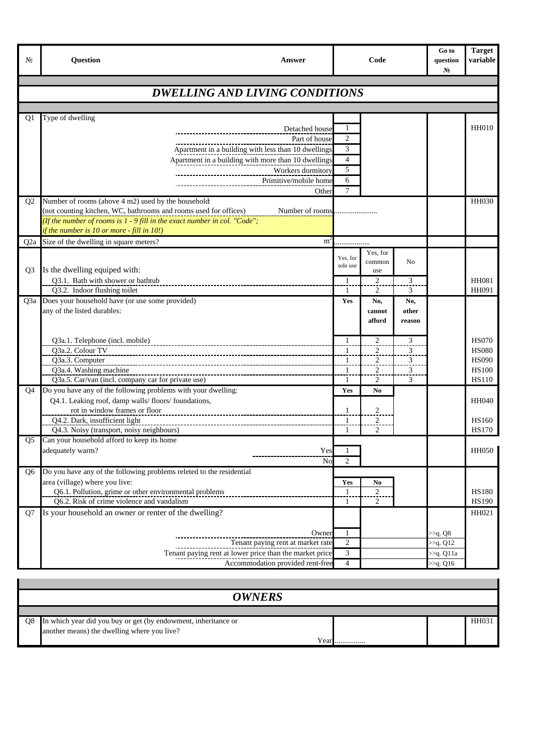| № | Question | Answer | Code | | | Go to question № | Target variable |
|---|---|---|---|---|---|---|---|
| | | | | | | | |
| | ***DWELLING AND LIVING CONDITIONS*** | | | | | | |
| Q1 | Type of dwelling | | | | | | HH010 |
| | | Detached house | 1 | | | | |
| | | Part of house | 2 | | | | |
| | | Apartment in a building with less than 10 dwellings | 3 | | | | |
| | | Apartment in a building with more than 10 dwellings | 4 | | | | |
| | | Workers dormitory | 5 | | | | |
| | | Primitive/mobile home | 6 | | | | |
| | | Other | 7 | | | | |
| Q2 | Number of rooms (above 4 m2) used by the household: (not counting kitchen, WC, bathrooms and rooms used for offices) *(If the number of rooms is 1 - 9 fill in the exact number in col. "Code"; if the number is 10 or more - fill in 10!)* | Number of rooms | ....................... | | | | HH030 |
| Q2a | Size of the dwelling in square meters? | $m^2$ | .................. | | | | |
| Q3 | Is the dwelling equiped with: | | Yes, for sole use | Yes, for common use | No | | |
| | Q3.1. Bath with shower or bathtub | | 1 | 2 | 3 | | HH081 |
| | Q3.2. Indoor flushing toilet | | 1 | 2 | 3 | | HH091 |
| Q3a | Does your household have (or use some provided) any of the listed durables: | | **Yes** | **No, cannot afford** | **No, other reason** | | |
| | Q3a.1. Telephone (incl. mobile) | | 1 | 2 | 3 | | HS070 |
| | Q3a.2. Colour TV | | 1 | 2 | 3 | | HS080 |
| | Q3a.3. Computer | | 1 | 2 | 3 | | HS090 |
| | Q3a.4. Washing machine | | 1 | 2 | 3 | | HS100 |
| | Q3a.5. Car/van (incl. company car for private use) | | 1 | 2 | 3 | | HS110 |
| Q4 | Do you have any of the following problems with your dwelling: | | **Yes** | **No** | | | |
| | Q4.1. Leaking roof, damp walls/ floors/ foundations, rot in window frames or floor | | 1 | 2 | | | HH040 |
| | Q4.2. Dark, insufficient light | | 1 | 2 | | | HS160 |
| | Q4.3. Noisy (transport, noisy neighbours) | | 1 | 2 | | | HS170 |
| Q5 | Can your household afford to keep its home adequately warm? | Yes | 1 | | | | HH050 |
| | | No | 2 | | | | |
| Q6 | Do you have any of the following problems releted to the residential area (village) where you live: | | **Yes** | **No** | | | |
| | Q6.1. Pollution, grime or other environmental problems | | 1 | 2 | | | HS180 |
| | Q6.2. Risk of crime violence and vandalism | | 1 | 2 | | | HS190 |
| Q7 | Is your household an owner or renter of the dwelling? | | | | | | HH021 |
| | | Owner | 1 | | | >>q. Q8 | |
| | | Tenant paying rent at market rate | 2 | | | >>q. Q12 | |
| | | Tenant paying rent at lower price than the market price | 3 | | | >>q. Q11a | |
| | | Accommodation provided rent-free | 4 | | | >>q. Q16 | |

| № | Question | Answer | Code | Go to question № | Target variable |
|---|---|---|---|---|---|
| | ***OWNERS*** | | | | |
| Q8 | In which year did you buy or get (by endowment, inheritance or another means) the dwelling where you live? | Year | ................ | | HH031 |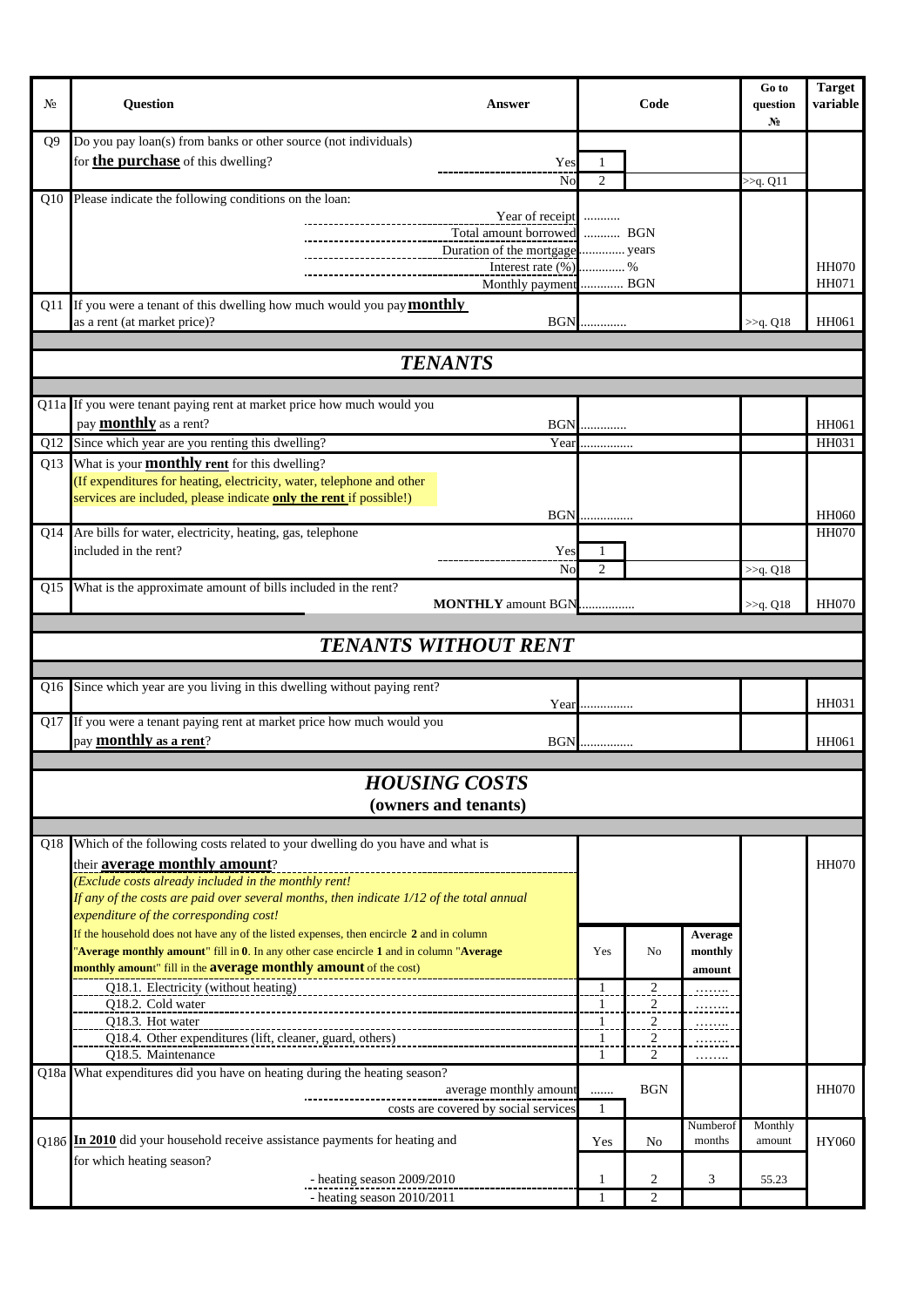| № | Question | Answer | Code | | | Go to question № | Target variable |
|---|---|---|---|---|---|---|---|
| Q9 | Do you pay loan(s) from banks or other source (not individuals) for **the purchase** of this dwelling? | | | | | | |
| | | Yes | 1 | | | | |
| | | No | 2 | | | >>q. Q11 | |
| Q10 | Please indicate the following conditions on the loan: | | | | | | |
| | | Year of receipt | ........... | | | | |
| | | Total amount borrowed | ........... BGN | | | | |
| | | Duration of the mortgage | ............. years | | | | |
| | | Interest rate (%) | ............. % | | | | HH070 |
| | | Monthly payment | ............. BGN | | | | HH071 |
| Q11 | If you were a tenant of this dwelling how much would you pay **monthly** as a rent (at market price)? | BGN | ............. | | | >>q. Q18 | HH061 |
| | ***TENANTS*** | | | | | | |
| Q11a | If you were tenant paying rent at market price how much would you pay **monthly** as a rent? | BGN | ............. | | | | HH061 |
| Q12 | Since which year are you renting this dwelling? | Year | ................ | | | | HH031 |
| Q13 | What is your **monthly rent** for this dwelling? (If expenditures for heating, electricity, water, telephone and other services are included, please indicate **only the rent** if possible!) | BGN | ................ | | | | HH060 |
| Q14 | Are bills for water, electricity, heating, gas, telephone included in the rent? | | | | | | HH070 |
| | | Yes | 1 | | | | |
| | | No | 2 | | | >>q. Q18 | |
| Q15 | What is the approximate amount of bills included in the rent? | **MONTHLY** amount BGN | ................ | | | >>q. Q18 | HH070 |
| | ***TENANTS WITHOUT RENT*** | | | | | | |
| Q16 | Since which year are you living in this dwelling without paying rent? | Year | ................ | | | | HH031 |
| Q17 | If you were a tenant paying rent at market price how much would you pay **monthly as a rent**? | BGN | ................ | | | | HH061 |
| | ***HOUSING COSTS*** **(owners and tenants)** | | | | | | |
| Q18 | Which of the following costs related to your dwelling do you have and what is their **average monthly amount**? *(Exclude costs already included in the monthly rent! If any of the costs are paid over several months, then indicate 1/12 of the total annual expenditure of the corresponding cost!* | | | | | | HH070 |
| | If the household does not have any of the listed expenses, then encircle **2** and in column "**Average monthly amount**" fill in **0**. In any other case encircle **1** and in column "**Average monthly amount**" fill in the **average monthly amount** of the cost) | | Yes | No | Average monthly amount | | |
| | Q18.1. Electricity (without heating) | | 1 | 2 | ........ | | |
| | Q18.2. Cold water | | 1 | 2 | ........ | | |
| | Q18.3. Hot water | | 1 | 2 | ........ | | |
| | Q18.4. Other expenditures (lift, cleaner, guard, others) | | 1 | 2 | ........ | | |
| | Q18.5. Maintenance | | 1 | 2 | ........ | | |
| Q18a | What expenditures did you have on heating during the heating season? | | | | | | HH070 |
| | | average monthly amount | ....... | BGN | | | |
| | | costs are covered by social services | 1 | | | | |
| Q186 | **In 2010** did your household receive assistance payments for heating and for which heating season? | | Yes | No | Numberof months | Monthly amount | HY060 |
| | | - heating season 2009/2010 | 1 | 2 | 3 | 55.23 | |
| | | - heating season 2010/2011 | 1 | 2 | | | |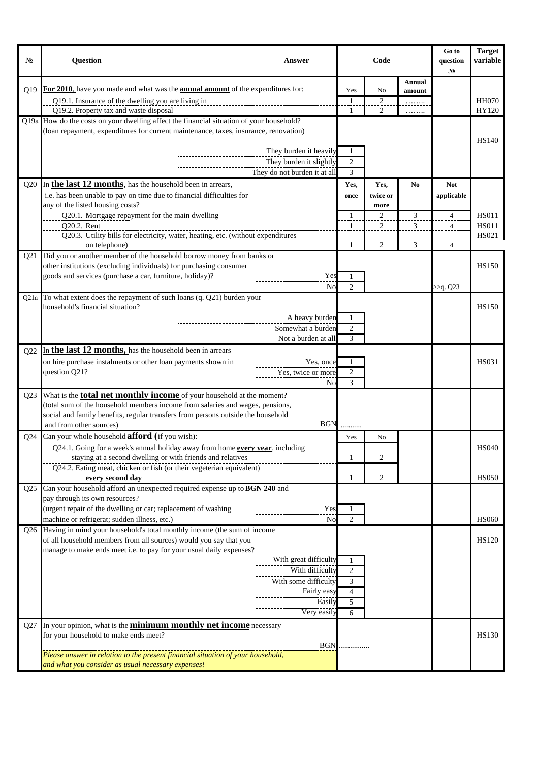| № | Question | Answer | Code | | | Go to question № | Target variable |
|---|---|---|---|---|---|---|---|
| Q19 | **For 2010**, have you made and what was the **annual amount** of the expenditures for: | | Yes | No | Annual amount | | |
| | Q19.1. Insurance of the dwelling you are living in | | 1 | 2 | …….. | | HH070 |
| | Q19.2. Property tax and waste disposal | | 1 | 2 | …….. | | HY120 |
| Q19a | How do the costs on your dwelling affect the financial situation of your household? (loan repayment, expenditures for current maintenance, taxes, insurance, renovation) | | | | | | HS140 |
| | | They burden it heavily | 1 | | | | |
| | | They burden it slightly | 2 | | | | |
| | | They do not burden it at all | 3 | | | | |
| Q20 | In **the last 12 months**, has the household been in arrears, i.e. has been unable to pay on time due to financial difficulties for any of the listed housing costs? | | Yes, once | Yes, twice or more | No | Not applicable | |
| | Q20.1. Mortgage repayment for the main dwelling | | 1 | 2 | 3 | 4 | HS011 |
| | Q20.2. Rent | | 1 | 2 | 3 | 4 | HS011 |
| | Q20.3. Utility bills for electricity, water, heating, etc. (without expenditures on telephone) | | 1 | 2 | 3 | 4 | HS021 |
| Q21 | Did you or another member of the household borrow money from banks or other institutions (excluding individuals) for purchasing consumer goods and services (purchase a car, furniture, holiday)? | Yes | 1 | | | | HS150 |
| | | No | 2 | | | >>q. Q23 | |
| Q21a | To what extent does the repayment of such loans (q. Q21) burden your household's financial situation? | | | | | | HS150 |
| | | A heavy burden | 1 | | | | |
| | | Somewhat a burden | 2 | | | | |
| | | Not a burden at all | 3 | | | | |
| Q22 | In **the last 12 months,** has the household been in arrears on hire purchase instalments or other loan payments shown in question Q21? | Yes, once | 1 | | | | HS031 |
| | | Yes, twice or more | 2 | | | | |
| | | No | 3 | | | | |
| Q23 | What is the **total net monthly income** of your household at the moment? (total sum of the household members income from salaries and wages, pensions, social and family benefits, regular transfers from persons outside the household and from other sources) | BGN | .......... | | | | |
| Q24 | Can your whole household **afford (**if you wish): | | Yes | No | | | |
| | Q24.1. Going for a week's annual holiday away from home **every year**, including staying at a second dwelling or with friends and relatives | | 1 | 2 | | | HS040 |
| | Q24.2. Eating meat, chicken or fish (or their vegeterian equivalent) **every second day** | | 1 | 2 | | | HS050 |
| Q25 | Can your household afford an unexpected required expense up to **BGN 240** and pay through its own resources? (urgent repair of the dwelling or car; replacement of washing machine or refrigerat; sudden illness, etc.) | Yes | 1 | | | | |
| | | No | 2 | | | | HS060 |
| Q26 | Having in mind your household's total monthly income (the sum of income of all household members from all sources) would you say that you manage to make ends meet i.e. to pay for your usual daily expenses? | | | | | | HS120 |
| | | With great difficulty | 1 | | | | |
| | | With difficulty | 2 | | | | |
| | | With some difficulty | 3 | | | | |
| | | Fairly easy | 4 | | | | |
| | | Easily | 5 | | | | |
| | | Very easily | 6 | | | | |
| Q27 | In your opinion, what is the **minimum monthly net income** necessary for your household to make ends meet? *Please answer in relation to the present financial situation of your household, and what you consider as usual necessary expenses!* | BGN | ............... | | | | HS130 |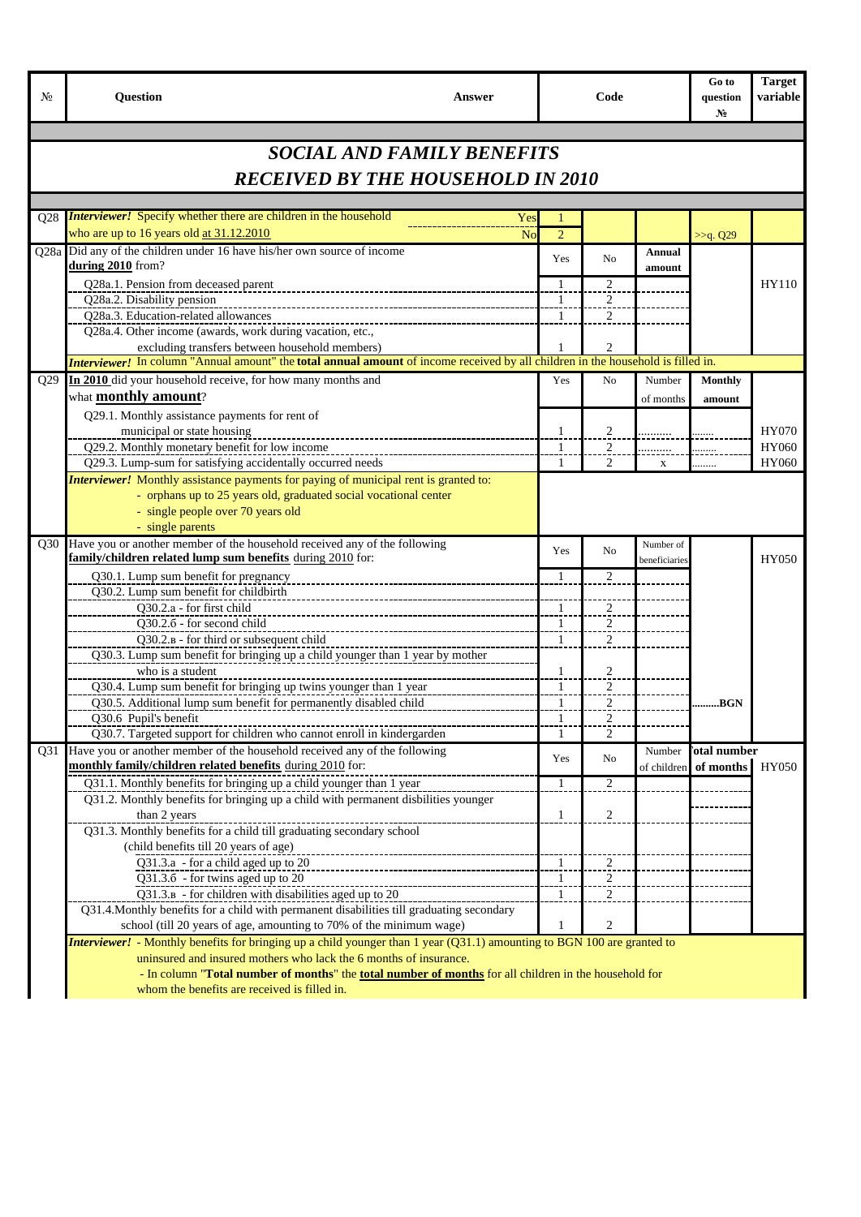| № | Question | Answer | Code | | | Go to question № | Target variable |
|---|---|---|---|---|---|---|---|

## *SOCIAL AND FAMILY BENEFITS*
## *RECEIVED BY THE HOUSEHOLD IN 2010*

| № | Question | Answer | Code | | | Go to question № | Target variable |
|---|---|---|---|---|---|---|---|
| Q28 | ***Interviewer!*** Specify whether there are children in the household who are up to 16 years old at 31.12.2010 | Yes | 1 | | | | |
| | | No | 2 | | | >>q. Q29 | |
| Q28a | Did any of the children under 16 have his/her own source of income **during 2010** from? | | Yes | No | **Annual amount** | | |
| | Q28a.1. Pension from deceased parent | | 1 | 2 | | | HY110 |
| | Q28a.2. Disability pension | | 1 | 2 | | | |
| | Q28a.3. Education-related allowances | | 1 | 2 | | | |
| | Q28a.4. Other income (awards, work during vacation, etc., excluding transfers between household members) | | 1 | 2 | | | |
| | ***Interviewer!*** In column "Annual amount" the **total annual amount** of income received by all children in the household is filled in. | | | | | | |
| Q29 | **In 2010** did your household receive, for how many months and what **monthly amount**? | | Yes | No | Number of months | **Monthly amount** | |
| | Q29.1. Monthly assistance payments for rent of municipal or state housing | | 1 | 2 | .......... | ....... | HY070 |
| | Q29.2. Monthly monetary benefit for low income | | 1 | 2 | .......... | ........ | HY060 |
| | Q29.3. Lump-sum for satisfying accidentally occurred needs | | 1 | 2 | x | ........ | HY060 |
| | ***Interviewer!*** Monthly assistance payments for paying of municipal rent is granted to:<br>- orphans up to 25 years old, graduated social vocational center<br>- single people over 70 years old<br>- single parents | | | | | | |
| Q30 | Have you or another member of the household received any of the following **family/children related lump sum benefits** during 2010 for: | | Yes | No | Number of beneficiaries | | HY050 |
| | Q30.1. Lump sum benefit for pregnancy | | 1 | 2 | | | |
| | Q30.2. Lump sum benefit for childbirth | | | | | | |
| | Q30.2.a - for first child | | 1 | 2 | | | |
| | Q30.2.б - for second child | | 1 | 2 | | | |
| | Q30.2.в - for third or subsequent child | | 1 | 2 | | | |
| | Q30.3. Lump sum benefit for bringing up a child younger than 1 year by mother who is a student | | 1 | 2 | | | |
| | Q30.4. Lump sum benefit for bringing up twins younger than 1 year | | 1 | 2 | | | |
| | Q30.5. Additional lump sum benefit for permanently disabled child | | 1 | 2 | | **..........BGN** | |
| | Q30.6 Pupil's benefit | | 1 | 2 | | | |
| | Q30.7. Targeted support for children who cannot enroll in kindergarden | | 1 | 2 | | | |
| Q31 | Have you or another member of the household received any of the following **monthly family/children related benefits** during 2010 for: | | Yes | No | Number of children | **Total number of months** | HY050 |
| | Q31.1. Monthly benefits for bringing up a child younger than 1 year | | 1 | 2 | | | |
| | Q31.2. Monthly benefits for bringing up a child with permanent disbilities younger than 2 years | | 1 | 2 | | | |
| | Q31.3. Monthly benefits for a child till graduating secondary school (child benefits till 20 years of age) | | | | | | |
| | Q31.3.a - for a child aged up to 20 | | 1 | 2 | | | |
| | Q31.3.б - for twins aged up to 20 | | 1 | 2 | | | |
| | Q31.3.в - for children with disabilities aged up to 20 | | 1 | 2 | | | |
| | Q31.4.Monthly benefits for a child with permanent disabilities till graduating secondary school (till 20 years of age, amounting to 70% of the minimum wage) | | 1 | 2 | | | |
| | ***Interviewer!*** - Monthly benefits for bringing up a child younger than 1 year (Q31.1) amounting to BGN 100 are granted to uninsured and insured mothers who lack the 6 months of insurance.<br>- In column "**Total number of months**" the **total number of months** for all children in the household for whom the benefits are received is filled in. | | | | | | |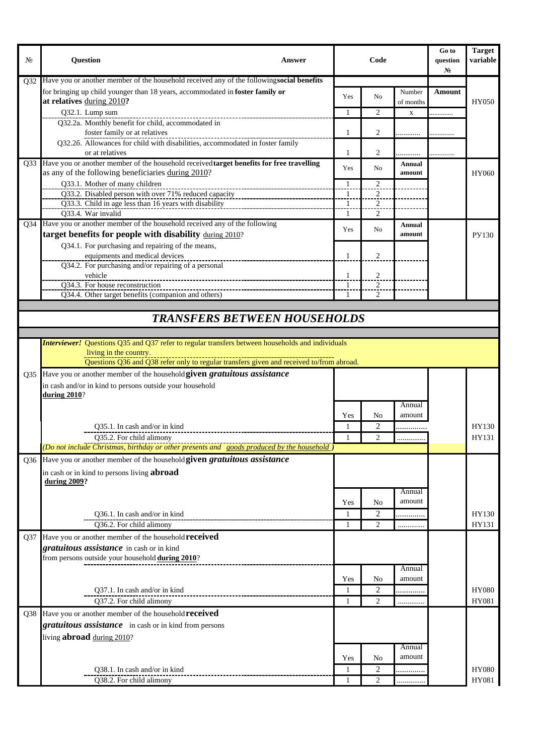| № | Question | Answer | Code | | | Go to question № | Target variable |
|---|---|---|---|---|---|---|---|
| Q32 | Have you or another member of the household received any of the following **social benefits** for bringing up child younger than 18 years, accommodated in **foster family or at relatives** during 2010**?** | | Yes | No | Number of months | **Amount** | HY050 |
| | Q32.1. Lump sum | | 1 | 2 | x | ............ | |
| | Q32.2a. Monthly benefit for child, accommodated in foster family or at relatives | | 1 | 2 | ............ | ............. | |
| | Q32.26. Allowances for child with disabilities, accommodated in foster family or at relatives | | 1 | 2 | ............ | ............. | |
| Q33 | Have you or another member of the household received **target benefits for free travelling** as any of the following beneficiaries during 2010? | | Yes | No | **Annual amount** | | HY060 |
| | Q33.1. Mother of many children | | 1 | 2 | | | |
| | Q33.2. Disabled person with over 71% reduced capacity | | 1 | 2 | | | |
| | Q33.3. Child in age less than 16 years with disability | | 1 | 2 | | | |
| | Q33.4. War invalid | | 1 | 2 | | | |
| Q34 | Have you or another member of the household received any of the following **target benefits for people with disability** during 2010? | | Yes | No | **Annual amount** | | PY130 |
| | Q34.1. For purchasing and repairing of the means, equipments and medical devices | | 1 | 2 | | | |
| | Q34.2. For purchasing and/or repairing of a personal vehicle | | 1 | 2 | | | |
| | Q34.3. For house reconstruction | | 1 | 2 | | | |
| | Q34.4. Other target benefits (companion and others) | | 1 | 2 | | | |

## *TRANSFERS BETWEEN HOUSEHOLDS*

***Interviewer!*** Questions Q35 and Q37 refer to regular transfers between households and individuals living in the country.
Questions Q36 and Q38 refer only to regular transfers given and received to/from abroad.

| № | Question | Yes | No | Annual amount | Go to question № | Target variable |
|---|---|---|---|---|---|---|
| Q35 | Have you or another member of the household **given *gratuitous assistance*** in cash and/or in kind to persons outside your household **during 2010**? | | | | | |
| | Q35.1. In cash and/or in kind | 1 | 2 | .............. | | HY130 |
| | Q35.2. For child alimony | 1 | 2 | .............. | | HY131 |
| | *(Do not include Christmas, birthday or other presents and goods produced by the household )* | | | | | |
| Q36 | Have you or another member of the household **given *gratuitous assistance*** in cash or in kind to persons living **abroad** **during 2009?** | | | | | |
| | Q36.1. In cash and/or in kind | 1 | 2 | ............. | | HY130 |
| | Q36.2. For child alimony | 1 | 2 | ............. | | HY131 |
| Q37 | Have you or another member of the household **received *gratuitous assistance*** in cash or in kind from persons outside your household **during 2010**? | | | | | |
| | Q37.1. In cash and/or in kind | 1 | 2 | ............. | | HY080 |
| | Q37.2. For child alimony | 1 | 2 | ............. | | HY081 |
| Q38 | Have you or another member of the household **received *gratuitous assistance*** in cash or in kind from persons living **abroad** during 2010? | | | | | |
| | Q38.1. In cash and/or in kind | 1 | 2 | ............. | | HY080 |
| | Q38.2. For child alimony | 1 | 2 | ............. | | HY081 |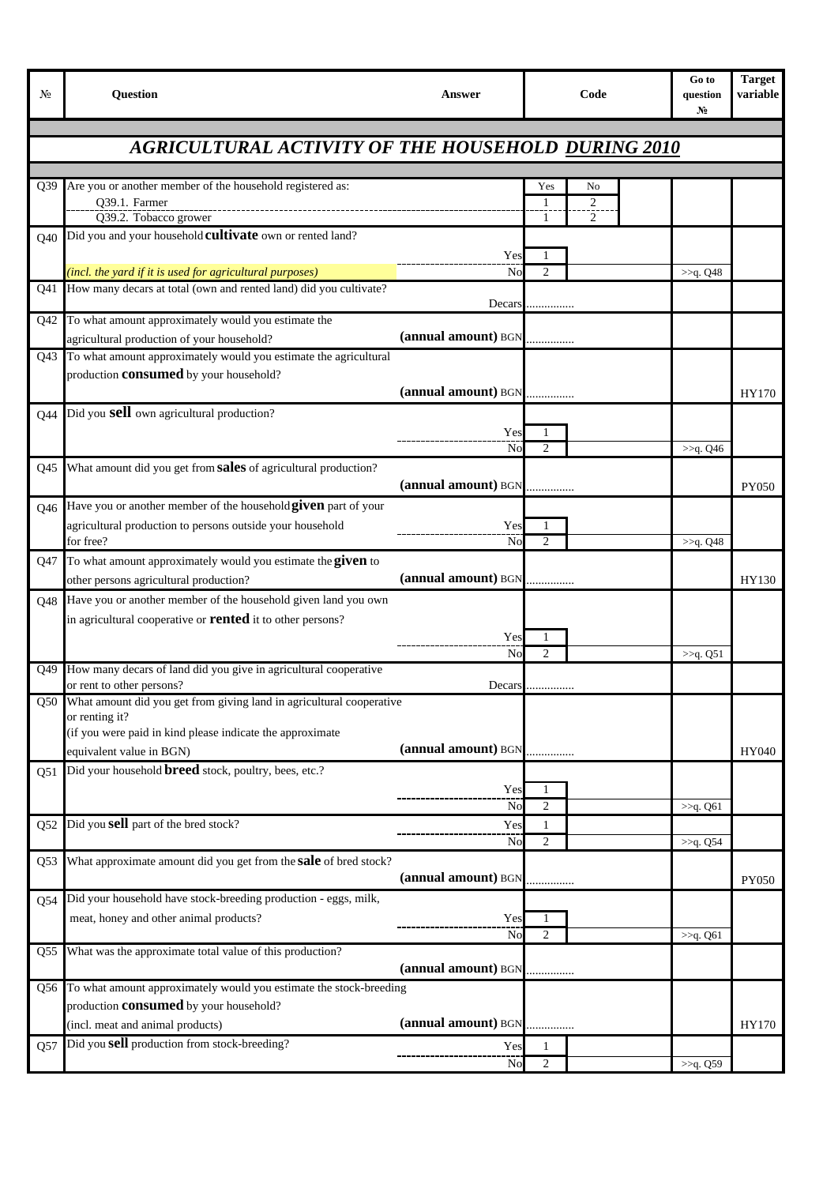| № | Question | Answer | Code | | | Go to question № | Target variable |
|---|---|---|---|---|---|---|---|
| | ***AGRICULTURAL ACTIVITY OF THE HOUSEHOLD DURING 2010*** | | | | | | |
| Q39 | Are you or another member of the household registered as: | | Yes | No | | | |
| | Q39.1. Farmer | | 1 | 2 | | | |
| | Q39.2. Tobacco grower | | 1 | 2 | | | |
| Q40 | Did you and your household **cultivate** own or rented land? | Yes | 1 | | | | |
| | *(incl. the yard if it is used for agricultural purposes)* | No | 2 | | | >>q. Q48 | |
| Q41 | How many decars at total (own and rented land) did you cultivate? | Decars | ................ | | | | |
| Q42 | To what amount approximately would you estimate the agricultural production of your household? | **(annual amount)** BGN | ................ | | | | |
| Q43 | To what amount approximately would you estimate the agricultural production **consumed** by your household? | **(annual amount)** BGN | ................ | | | | HY170 |
| Q44 | Did you **sell** own agricultural production? | Yes | 1 | | | | |
| | | No | 2 | | | >>q. Q46 | |
| Q45 | What amount did you get from **sales** of agricultural production? | **(annual amount)** BGN | ................ | | | | PY050 |
| Q46 | Have you or another member of the household **given** part of your agricultural production to persons outside your household for free? | Yes | 1 | | | | |
| | | No | 2 | | | >>q. Q48 | |
| Q47 | To what amount approximately would you estimate the **given** to other persons agricultural production? | **(annual amount)** BGN | ................ | | | | HY130 |
| Q48 | Have you or another member of the household given land you own in agricultural cooperative or **rented** it to other persons? | Yes | 1 | | | | |
| | | No | 2 | | | >>q. Q51 | |
| Q49 | How many decars of land did you give in agricultural cooperative or rent to other persons? | Decars | ................ | | | | |
| Q50 | What amount did you get from giving land in agricultural cooperative or renting it? (if you were paid in kind please indicate the approximate equivalent value in BGN) | **(annual amount)** BGN | ................ | | | | HY040 |
| Q51 | Did your household **breed** stock, poultry, bees, etc.? | Yes | 1 | | | | |
| | | No | 2 | | | >>q. Q61 | |
| Q52 | Did you **sell** part of the bred stock? | Yes | 1 | | | | |
| | | No | 2 | | | >>q. Q54 | |
| Q53 | What approximate amount did you get from the **sale** of bred stock? | **(annual amount)** BGN | ................ | | | | PY050 |
| Q54 | Did your household have stock-breeding production - eggs, milk, meat, honey and other animal products? | Yes | 1 | | | | |
| | | No | 2 | | | >>q. Q61 | |
| Q55 | What was the approximate total value of this production? | **(annual amount)** BGN | ................ | | | | |
| Q56 | To what amount approximately would you estimate the stock-breeding production **consumed** by your household? (incl. meat and animal products) | **(annual amount)** BGN | ................ | | | | HY170 |
| Q57 | Did you **sell** production from stock-breeding? | Yes | 1 | | | | |
| | | No | 2 | | | >>q. Q59 | |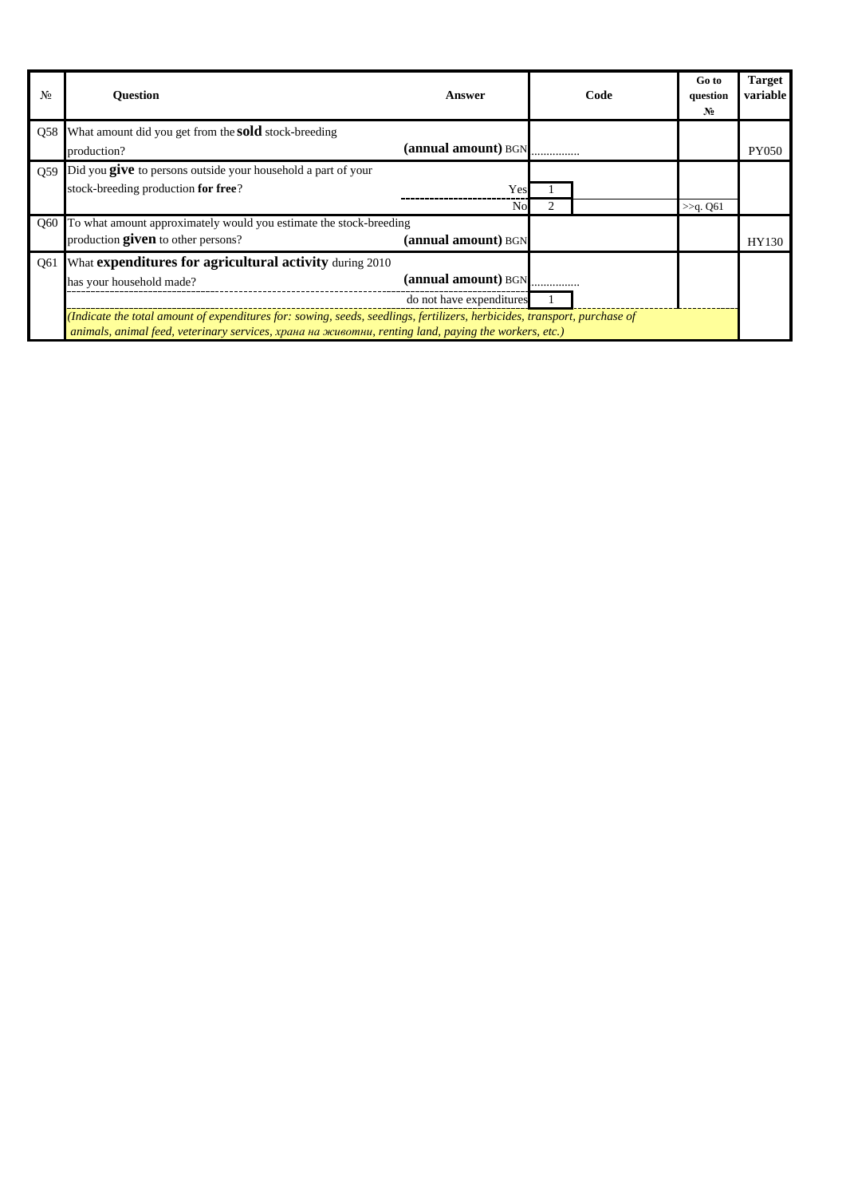| № | Question | Answer | Code | Go to question № | Target variable |
|---|---|---|---|---|---|
| Q58 | What amount did you get from the **sold** stock-breeding production? | **(annual amount)** BGN | ............... | | PY050 |
| Q59 | Did you **give** to persons outside your household a part of your stock-breeding production **for free**? | Yes | 1 | | |
| | | No | 2 | >>q. Q61 | |
| Q60 | To what amount approximately would you estimate the stock-breeding production **given** to other persons? | **(annual amount)** BGN | | | HY130 |
| Q61 | What **expenditures for agricultural activity** during 2010 has your household made? | **(annual amount)** BGN | ............... | | |
| | | do not have expenditures | 1 | | |
| | *(Indicate the total amount of expenditures for: sowing, seeds, seedlings, fertilizers, herbicides, transport, purchase of animals, animal feed, veterinary services, храна на животни, renting land, paying the workers, etc.)* | | | | |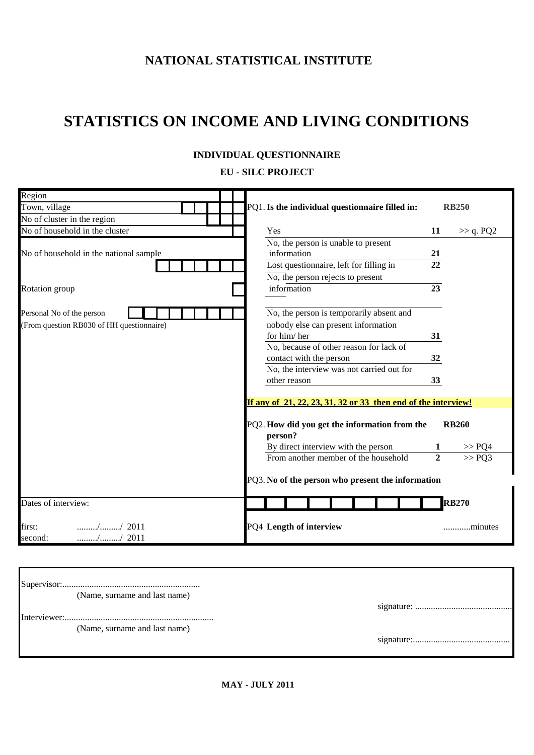## NATIONAL STATISTICAL INSTITUTE

# STATISTICS ON INCOME AND LIVING CONDITIONS

### INDIVIDUAL QUESTIONNAIRE

### EU - SILC PROJECT

| | |
|---|---|
| Region | |
| Town, village | |
| No of cluster in the region | |
| No of household in the cluster | |
| No of household in the national sample | |
| Rotation group | |
| Personal No of the person (From question RB030 of HH questionnaire) | |

**PQ1. Is the individual questionnaire filled in:** **RB250**

| | | |
|---|---|---|
| Yes | 11 | >> q. PQ2 |
| No, the person is unable to present information | 21 | |
| Lost questionnaire, left for filling in | 22 | |
| No, the person rejects to present information | 23 | |
| No, the person is temporarily absent and nobody else can present information for him/ her | 31 | |
| No, because of other reason for lack of contact with the person | 32 | |
| No, the interview was not carried out for other reason | 33 | |

**If any of 21, 22, 23, 31, 32 or 33 then end of the interview!**

**PQ2. How did you get the information from the person?** **RB260**

| | | |
|---|---|---|
| By direct interview with the person | 1 | >> PQ4 |
| From another member of the household | 2 | >> PQ3 |

**PQ3. No of the person who present the information** **RB270**

Dates of interview:

first: ........./........./ 2011
second: ........./........./ 2011

**PQ4 Length of interview** ............minutes

Supervisor:............................................................
(Name, surname and last name)
signature: ...........................................

Interviewer:.................................................................
(Name, surname and last name)
signature:...........................................

**MAY - JULY 2011**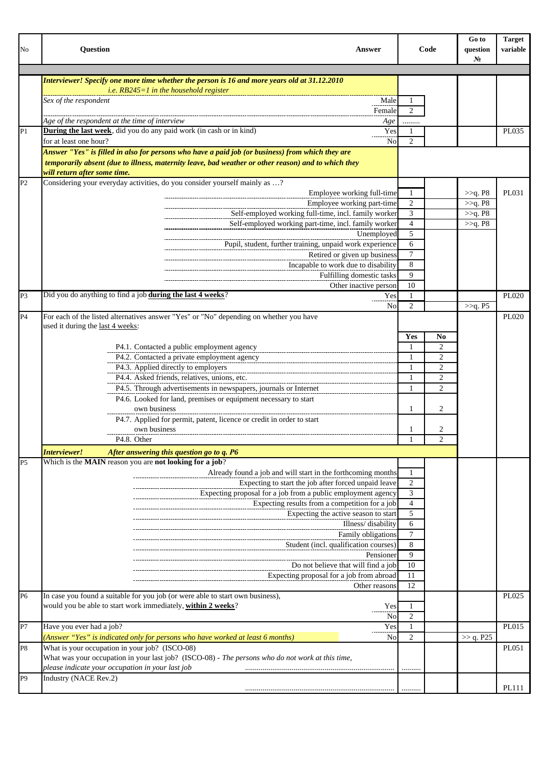| No | Question | Answer | Code | | Go to question № | Target variable |
|---|---|---|---|---|---|---|
| | *Interviewer! Specify one more time whether the person is 16 and more years old at 31.12.2010 i.e. RB245=1 in the household register* | | | | | |
| | *Sex of the respondent* | Male | 1 | | | |
| | | Female | 2 | | | |
| | *Age of the respondent at the time of interview* | *Age* | ......... | | | |
| P1 | **During the last week**, did you do any paid work (in cash or in kind) for at least one hour? | Yes | 1 | | | PL035 |
| | | No | 2 | | | |
| | ***Answer "Yes" is filled in also for persons who have a paid job (or business) from which they are temporarily absent (due to illness, maternity leave, bad weather or other reason) and to which they will return after some time.*** | | | | | |
| P2 | Considering your everyday activities, do you consider yourself mainly as …? | | | | | PL031 |
| | | Employee working full-time | 1 | | >>q. P8 | |
| | | Employee working part-time | 2 | | >>q. P8 | |
| | | Self-employed working full-time, incl. family worker | 3 | | >>q. P8 | |
| | | Self-employed working part-time, incl. family worker | 4 | | >>q. P8 | |
| | | Unemployed | 5 | | | |
| | | Pupil, student, further training, unpaid work experience | 6 | | | |
| | | Retired or given up business | 7 | | | |
| | | Incapable to work due to disability | 8 | | | |
| | | Fulfilling domestic tasks | 9 | | | |
| | | Other inactive person | 10 | | | |
| P3 | Did you do anything to find a job **during the last 4 weeks**? | Yes | 1 | | | PL020 |
| | | No | 2 | | >>q. P5 | |
| P4 | For each of the listed alternatives answer "Yes" or "No" depending on whether you have used it during the last 4 weeks: | | **Yes** | **No** | | PL020 |
| | P4.1. Contacted a public employment agency | | 1 | 2 | | |
| | P4.2. Contacted a private employment agency | | 1 | 2 | | |
| | P4.3. Applied directly to employers | | 1 | 2 | | |
| | P4.4. Asked friends, relatives, unions, etc. | | 1 | 2 | | |
| | P4.5. Through advertisements in newspapers, journals or Internet | | 1 | 2 | | |
| | P4.6. Looked for land, premises or equipment necessary to start own business | | 1 | 2 | | |
| | P4.7. Applied for permit, patent, licence or credit in order to start own business | | 1 | 2 | | |
| | P4.8. Other | | 1 | 2 | | |
| | ***Interviewer! After answering this question go to q. P6*** | | | | | |
| P5 | Which is the **MAIN** reason you are **not looking for a job**? | | | | | |
| | | Already found a job and will start in the forthcoming months | 1 | | | |
| | | Expecting to start the job after forced unpaid leave | 2 | | | |
| | | Expecting proposal for a job from a public employment agency | 3 | | | |
| | | Expecting results from a competition for a job | 4 | | | |
| | | Expecting the active season to start | 5 | | | |
| | | Illness/ disability | 6 | | | |
| | | Family obligations | 7 | | | |
| | | Student (incl. qualification courses) | 8 | | | |
| | | Pensioner | 9 | | | |
| | | Do not believe that will find a job | 10 | | | |
| | | Expecting proposal for a job from abroad | 11 | | | |
| | | Other reasons | 12 | | | |
| P6 | In case you found a suitable for you job (or were able to start own business), would you be able to start work immediately, **within 2 weeks**? | Yes | 1 | | | PL025 |
| | | No | 2 | | | |
| P7 | Have you ever had a job? | Yes | 1 | | | PL015 |
| | *(Answer "Yes" is indicated only for persons who have worked at least 6 months)* | No | 2 | | >> q. P25 | |
| P8 | What is your occupation in your job? (ISCO-08) What was your occupation in your last job? (ISCO-08) - *The persons who do not work at this time, please indicate your occupation in your last job* | .......................................................................... | ......... | | | PL051 |
| P9 | Industry (NACE Rev.2) | .......................................................................... | ......... | | | PL111 |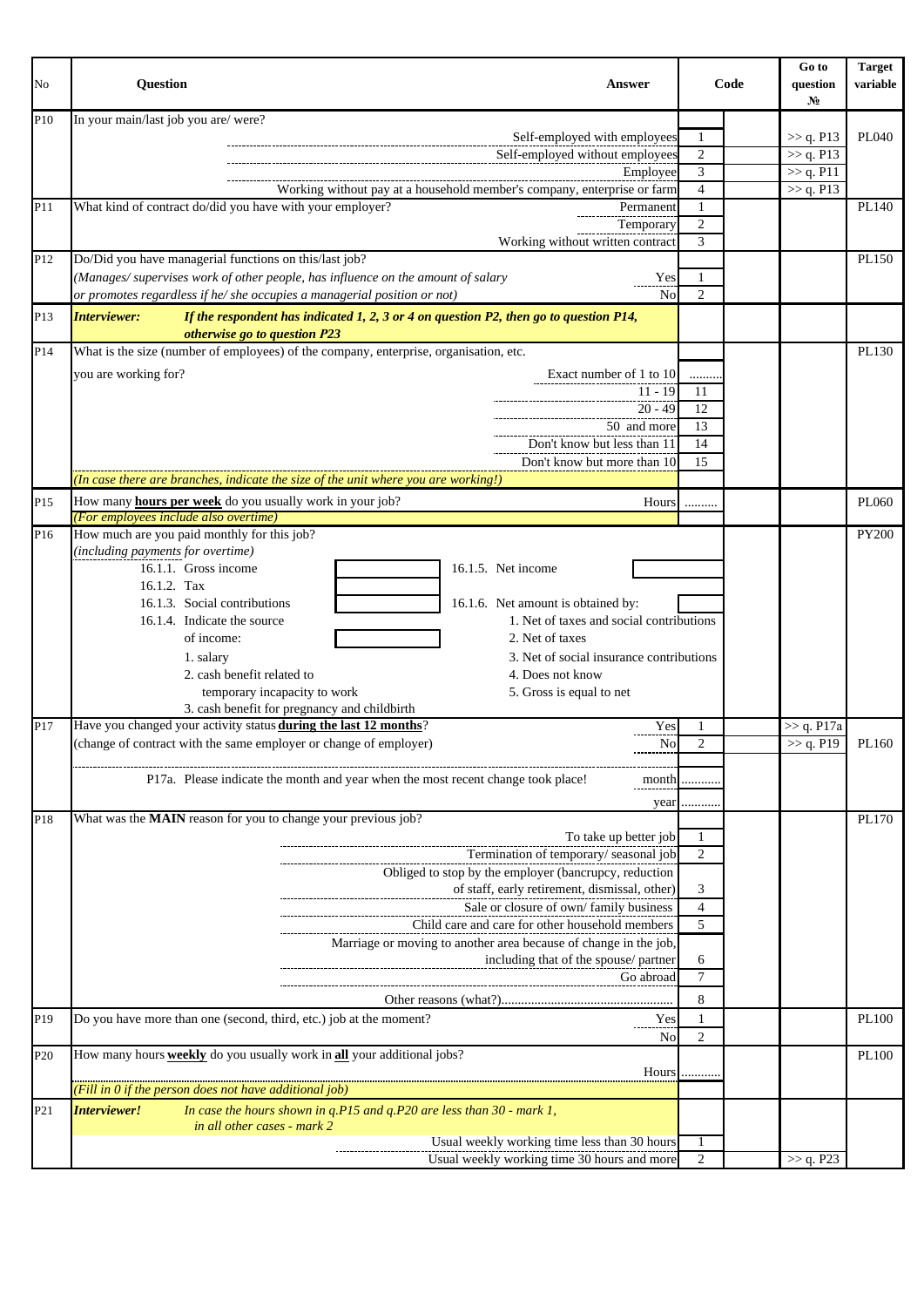| No | Question | Answer | Code | | Go to question № | Target variable |
|---|---|---|---|---|---|---|
| P10 | In your main/last job you are/ were? | | | | | |
| | | Self-employed with employees | 1 | | >> q. P13 | PL040 |
| | | Self-employed without employees | 2 | | >> q. P13 | |
| | | Employee | 3 | | >> q. P11 | |
| | | Working without pay at a household member's company, enterprise or farm | 4 | | >> q. P13 | |
| P11 | What kind of contract do/did you have with your employer? | Permanent | 1 | | | PL140 |
| | | Temporary | 2 | | | |
| | | Working without written contract | 3 | | | |
| P12 | Do/Did you have managerial functions on this/last job? | | | | | PL150 |
| | *(Manages/ supervises work of other people, has influence on the amount of salary* | Yes | 1 | | | |
| | *or promotes regardless if he/ she occupies a managerial position or not)* | No | 2 | | | |
| P13 | ***Interviewer:*** ***If the respondent has indicated 1, 2, 3 or 4 on question P2, then go to question P14, otherwise go to question P23*** | | | | | |
| P14 | What is the size (number of employees) of the company, enterprise, organisation, etc. you are working for? | | | | | PL130 |
| | | Exact number of 1 to 10 | .......... | | | |
| | | 11 - 19 | 11 | | | |
| | | 20 - 49 | 12 | | | |
| | | 50 and more | 13 | | | |
| | | Don't know but less than 11 | 14 | | | |
| | | Don't know but more than 10 | 15 | | | |
| | *(In case there are branches, indicate the size of the unit where you are working!)* | | | | | |
| P15 | How many **hours per week** do you usually work in your job? | Hours | .......... | | | PL060 |
| | *(For employees include also overtime)* | | | | | |
| P16 | How much are you paid monthly for this job? *(including payments for overtime)*<br>16.1.1. Gross income [ ]<br>16.1.2. Tax<br>16.1.3. Social contributions [ ]<br>16.1.4. Indicate the source of income: [ ]<br>1. salary<br>2. cash benefit related to temporary incapacity to work<br>3. cash benefit for pregnancy and childbirth | 16.1.5. Net income [ ]<br>16.1.6. Net amount is obtained by: [ ]<br>1. Net of taxes and social contributions<br>2. Net of taxes<br>3. Net of social insurance contributions<br>4. Does not know<br>5. Gross is equal to net | | | | PY200 |
| P17 | Have you changed your activity status **during the last 12 months**? | Yes | 1 | | >> q. P17a | |
| | (change of contract with the same employer or change of employer) | No | 2 | | >> q. P19 | PL160 |
| | P17a. Please indicate the month and year when the most recent change took place! | month | ............ | | | |
| | | year | ............ | | | |
| P18 | What was the **MAIN** reason for you to change your previous job? | | | | | PL170 |
| | | To take up better job | 1 | | | |
| | | Termination of temporary/ seasonal job | 2 | | | |
| | | Obliged to stop by the employer (bancrupcy, reduction of staff, early retirement, dismissal, other) | 3 | | | |
| | | Sale or closure of own/ family business | 4 | | | |
| | | Child care and care for other household members | 5 | | | |
| | | Marriage or moving to another area because of change in the job, including that of the spouse/ partner | 6 | | | |
| | | Go abroad | 7 | | | |
| | | Other reasons (what?).................................................... | 8 | | | |
| P19 | Do you have more than one (second, third, etc.) job at the moment? | Yes | 1 | | | PL100 |
| | | No | 2 | | | |
| P20 | How many hours **weekly** do you usually work in **all** your additional jobs? | Hours | ............ | | | PL100 |
| | *(Fill in 0 if the person does not have additional job)* | | | | | |
| P21 | ***Interviewer!*** *In case the hours shown in q.P15 and q.P20 are less than 30 - mark 1, in all other cases - mark 2* | | | | | |
| | | Usual weekly working time less than 30 hours | 1 | | | |
| | | Usual weekly working time 30 hours and more | 2 | | >> q. P23 | |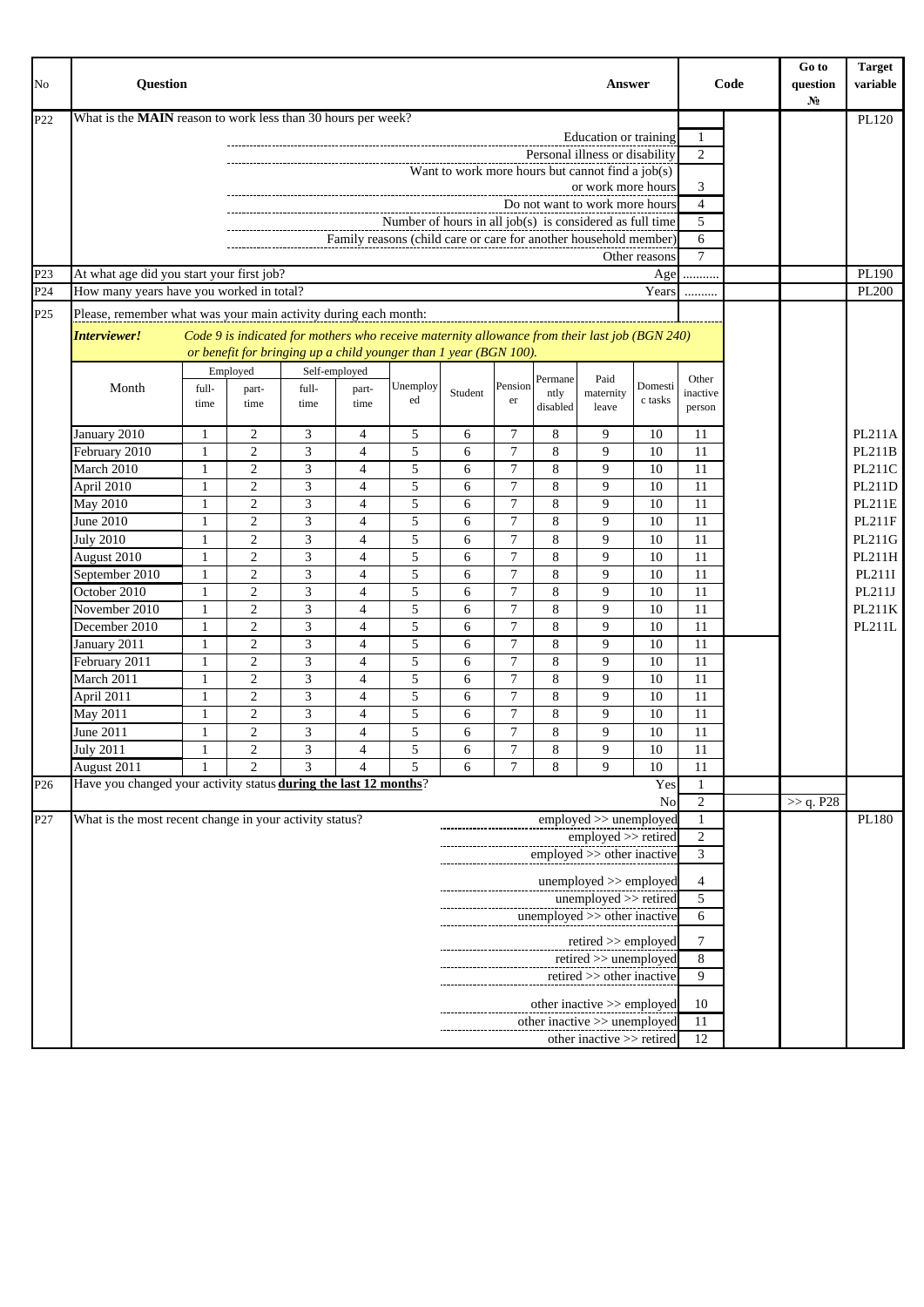| No | Question | Answer | Code | Go to question № | Target variable |
|---|---|---|---|---|---|
| P22 | What is the **MAIN** reason to work less than 30 hours per week? | | | | PL120 |
| | | Education or training | 1 | | |
| | | Personal illness or disability | 2 | | |
| | | Want to work more hours but cannot find a job(s) or work more hours | 3 | | |
| | | Do not want to work more hours | 4 | | |
| | | Number of hours in all job(s) is considered as full time | 5 | | |
| | | Family reasons (child care or care for another household member) | 6 | | |
| | | Other reasons | 7 | | |
| P23 | At what age did you start your first job? | Age | .......... | | PL190 |
| P24 | How many years have you worked in total? | Years | .......... | | PL200 |
| P25 | Please, remember what was your main activity during each month: | | | | |

***Interviewer!*** *Code 9 is indicated for mothers who receive maternity allowance from their last job (BGN 240) or benefit for bringing up a child younger than 1 year (BGN 100).*

| Month | Employed full-time | Employed part-time | Self-employed full-time | Self-employed part-time | Unemployed | Student | Pensioner | Permanently disabled | Paid maternity leave | Domestic tasks | Other inactive person | Target variable |
|---|---|---|---|---|---|---|---|---|---|---|---|---|
| January 2010 | 1 | 2 | 3 | 4 | 5 | 6 | 7 | 8 | 9 | 10 | 11 | PL211A |
| February 2010 | 1 | 2 | 3 | 4 | 5 | 6 | 7 | 8 | 9 | 10 | 11 | PL211B |
| March 2010 | 1 | 2 | 3 | 4 | 5 | 6 | 7 | 8 | 9 | 10 | 11 | PL211C |
| April 2010 | 1 | 2 | 3 | 4 | 5 | 6 | 7 | 8 | 9 | 10 | 11 | PL211D |
| May 2010 | 1 | 2 | 3 | 4 | 5 | 6 | 7 | 8 | 9 | 10 | 11 | PL211E |
| June 2010 | 1 | 2 | 3 | 4 | 5 | 6 | 7 | 8 | 9 | 10 | 11 | PL211F |
| July 2010 | 1 | 2 | 3 | 4 | 5 | 6 | 7 | 8 | 9 | 10 | 11 | PL211G |
| August 2010 | 1 | 2 | 3 | 4 | 5 | 6 | 7 | 8 | 9 | 10 | 11 | PL211H |
| September 2010 | 1 | 2 | 3 | 4 | 5 | 6 | 7 | 8 | 9 | 10 | 11 | PL211I |
| October 2010 | 1 | 2 | 3 | 4 | 5 | 6 | 7 | 8 | 9 | 10 | 11 | PL211J |
| November 2010 | 1 | 2 | 3 | 4 | 5 | 6 | 7 | 8 | 9 | 10 | 11 | PL211K |
| December 2010 | 1 | 2 | 3 | 4 | 5 | 6 | 7 | 8 | 9 | 10 | 11 | PL211L |
| January 2011 | 1 | 2 | 3 | 4 | 5 | 6 | 7 | 8 | 9 | 10 | 11 | |
| February 2011 | 1 | 2 | 3 | 4 | 5 | 6 | 7 | 8 | 9 | 10 | 11 | |
| March 2011 | 1 | 2 | 3 | 4 | 5 | 6 | 7 | 8 | 9 | 10 | 11 | |
| April 2011 | 1 | 2 | 3 | 4 | 5 | 6 | 7 | 8 | 9 | 10 | 11 | |
| May 2011 | 1 | 2 | 3 | 4 | 5 | 6 | 7 | 8 | 9 | 10 | 11 | |
| June 2011 | 1 | 2 | 3 | 4 | 5 | 6 | 7 | 8 | 9 | 10 | 11 | |
| July 2011 | 1 | 2 | 3 | 4 | 5 | 6 | 7 | 8 | 9 | 10 | 11 | |
| August 2011 | 1 | 2 | 3 | 4 | 5 | 6 | 7 | 8 | 9 | 10 | 11 | |

| No | Question | Answer | Code | Go to question № | Target variable |
|---|---|---|---|---|---|
| P26 | Have you changed your activity status **during the last 12 months**? | Yes | 1 | | |
| | | No | 2 | >> q. P28 | |
| P27 | What is the most recent change in your activity status? | employed >> unemployed | 1 | | PL180 |
| | | employed >> retired | 2 | | |
| | | employed >> other inactive | 3 | | |
| | | unemployed >> employed | 4 | | |
| | | unemployed >> retired | 5 | | |
| | | unemployed >> other inactive | 6 | | |
| | | retired >> employed | 7 | | |
| | | retired >> unemployed | 8 | | |
| | | retired >> other inactive | 9 | | |
| | | other inactive >> employed | 10 | | |
| | | other inactive >> unemployed | 11 | | |
| | | other inactive >> retired | 12 | | |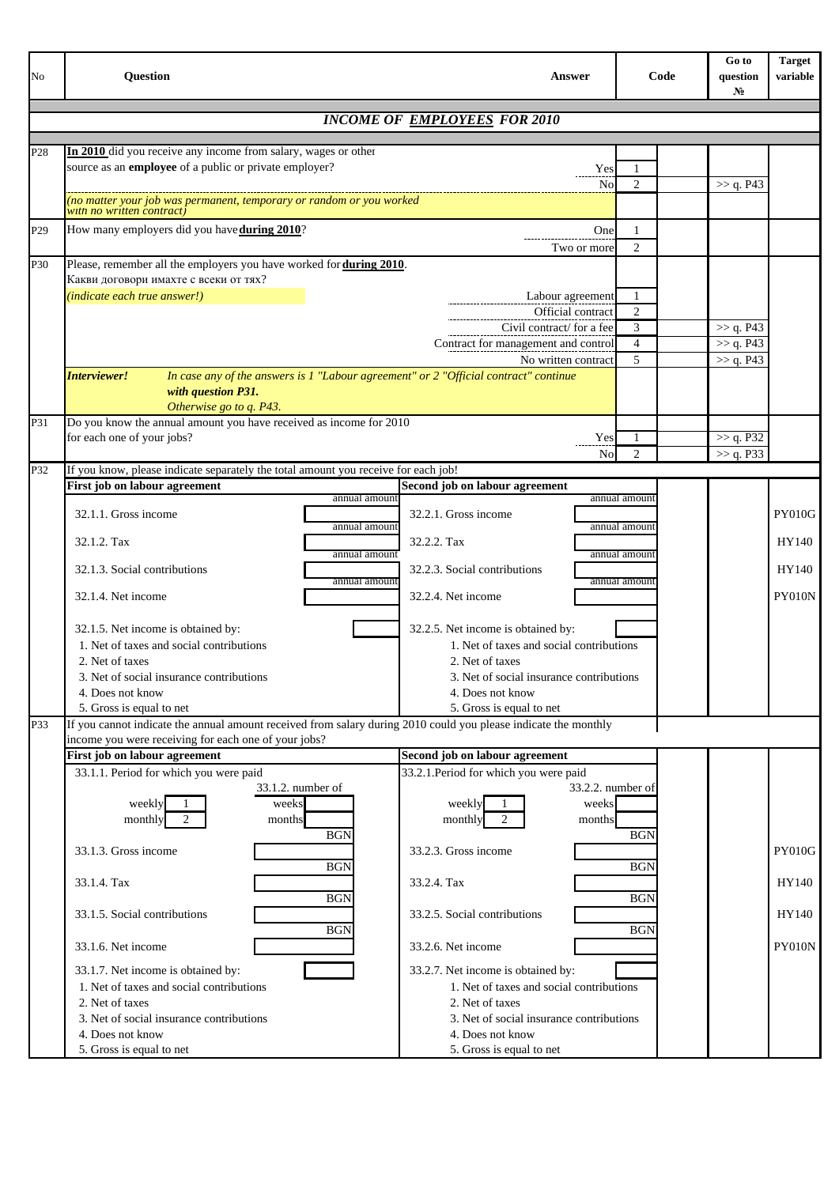| No | Question | Answer | Code | Go to question № | Target variable |
|---|---|---|---|---|---|
| | ***INCOME OF EMPLOYEES FOR 2010*** | | | | |
| P28 | **In 2010** did you receive any income from salary, wages or other source as an **employee** of a public or private employer? | Yes | 1 | | |
| | | No | 2 | >> q. P43 | |
| | *(no matter your job was permanent, temporary or random or you worked with no written contract)* | | | | |
| P29 | How many employers did you have **during 2010**? | One | 1 | | |
| | | Two or more | 2 | | |
| P30 | Please, remember all the employers you have worked for **during 2010**. Какви договори имахте с всеки от тях? | | | | |
| | *(indicate each true answer!)* | Labour agreement | 1 | | |
| | | Official contract | 2 | | |
| | | Civil contract/ for a fee | 3 | >> q. P43 | |
| | | Contract for management and control | 4 | >> q. P43 | |
| | | No written contract | 5 | >> q. P43 | |
| | ***Interviewer!*** *In case any of the answers is 1 "Labour agreement" or 2 "Official contract" continue with question P31. Otherwise go to q. P43.* | | | | |
| P31 | Do you know the annual amount you have received as income for 2010 for each one of your jobs? | Yes | 1 | >> q. P32 | |
| | | No | 2 | >> q. P33 | |
| P32 | If you know, please indicate separately the total amount you receive for each job! | | | | |
| | **First job on labour agreement** | **Second job on labour agreement** | | | |
| | 32.1.1. Gross income (annual amount) | 32.2.1. Gross income (annual amount) | | | PY010G |
| | 32.1.2. Tax (annual amount) | 32.2.2. Tax (annual amount) | | | HY140 |
| | 32.1.3. Social contributions (annual amount) | 32.2.3. Social contributions (annual amount) | | | HY140 |
| | 32.1.4. Net income (annual amount) | 32.2.4. Net income (annual amount) | | | PY010N |
| | 32.1.5. Net income is obtained by:<br>1. Net of taxes and social contributions<br>2. Net of taxes<br>3. Net of social insurance contributions<br>4. Does not know<br>5. Gross is equal to net | 32.2.5. Net income is obtained by:<br>1. Net of taxes and social contributions<br>2. Net of taxes<br>3. Net of social insurance contributions<br>4. Does not know<br>5. Gross is equal to net | | | |
| P33 | If you cannot indicate the annual amount received from salary during 2010 could you please indicate the monthly income you were receiving for each one of your jobs? | | | | |
| | **First job on labour agreement** | **Second job on labour agreement** | | | |
| | 33.1.1. Period for which you were paid: weekly 1, monthly 2<br>33.1.2. number of: weeks, months | 33.2.1. Period for which you were paid: weekly 1, monthly 2<br>33.2.2. number of: weeks, months | | | |
| | 33.1.3. Gross income (BGN) | 33.2.3. Gross income (BGN) | | | PY010G |
| | 33.1.4. Tax (BGN) | 33.2.4. Tax (BGN) | | | HY140 |
| | 33.1.5. Social contributions (BGN) | 33.2.5. Social contributions (BGN) | | | HY140 |
| | 33.1.6. Net income (BGN) | 33.2.6. Net income (BGN) | | | PY010N |
| | 33.1.7. Net income is obtained by:<br>1. Net of taxes and social contributions<br>2. Net of taxes<br>3. Net of social insurance contributions<br>4. Does not know<br>5. Gross is equal to net | 33.2.7. Net income is obtained by:<br>1. Net of taxes and social contributions<br>2. Net of taxes<br>3. Net of social insurance contributions<br>4. Does not know<br>5. Gross is equal to net | | | |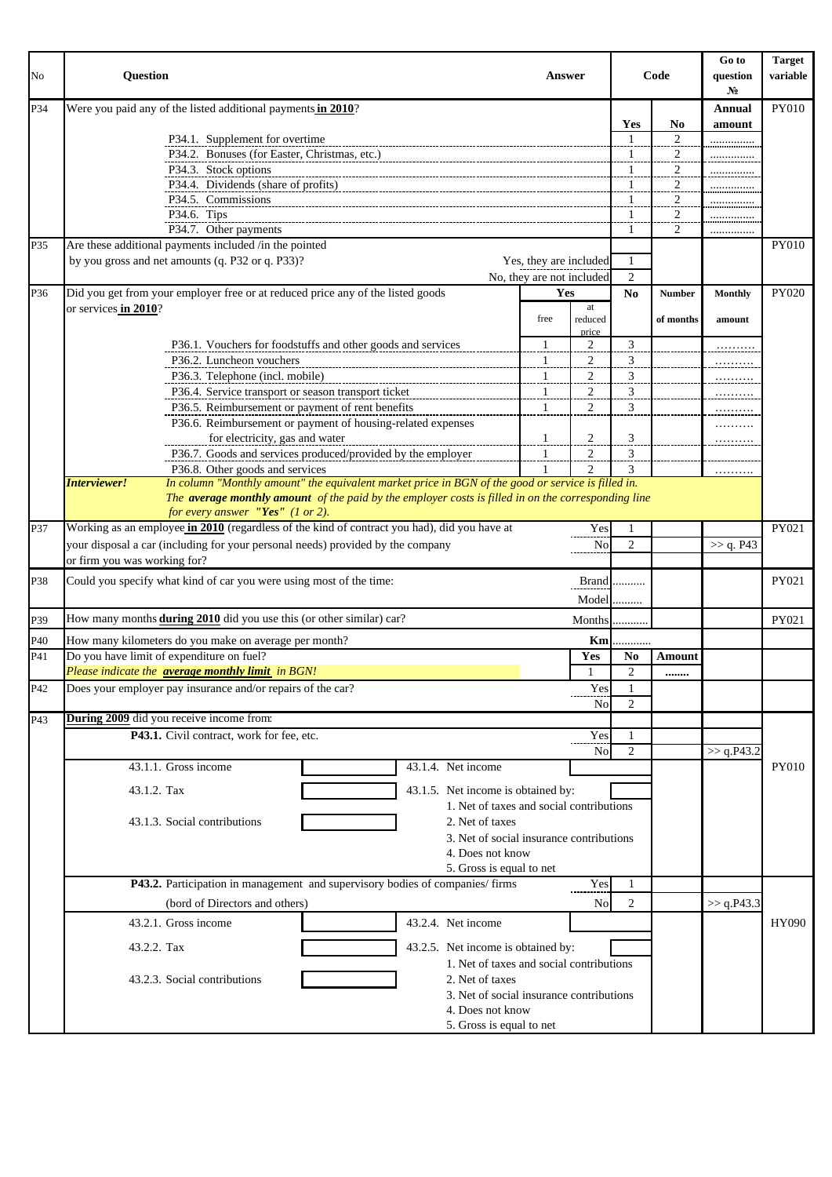| No | Question | Answer | | Code | | Go to question № | Target variable |
|---|---|---|---|---|---|---|---|
| P34 | Were you paid any of the listed additional payments **in 2010**? | | | Yes | No | **Annual amount** | PY010 |
| | P34.1. Supplement for overtime | | | 1 | 2 | .............. | |
| | P34.2. Bonuses (for Easter, Christmas, etc.) | | | 1 | 2 | .............. | |
| | P34.3. Stock options | | | 1 | 2 | .............. | |
| | P34.4. Dividends (share of profits) | | | 1 | 2 | .............. | |
| | P34.5. Commissions | | | 1 | 2 | .............. | |
| | P34.6. Tips | | | 1 | 2 | .............. | |
| | P34.7. Other payments | | | 1 | 2 | .............. | |
| P35 | Are these additional payments included /in the pointed by you gross and net amounts (q. P32 or q. P33)? | Yes, they are included | | 1 | | | PY010 |
| | | No, they are not included | | 2 | | | |
| P36 | Did you get from your employer free or at reduced price any of the listed goods or services **in 2010**? | Yes | | No | Number | Monthly | PY020 |
| | | free | at reduced price | | of months | amount | |
| | P36.1. Vouchers for foodstuffs and other goods and services | 1 | 2 | 3 | | ……… | |
| | P36.2. Luncheon vouchers | 1 | 2 | 3 | | ……… | |
| | P36.3. Telephone (incl. mobile) | 1 | 2 | 3 | | ……… | |
| | P36.4. Service transport or season transport ticket | 1 | 2 | 3 | | ……… | |
| | P36.5. Reimbursement or payment of rent benefits | 1 | 2 | 3 | | ……… | |
| | P36.6. Reimbursement or payment of housing-related expenses for electricity, gas and water | 1 | 2 | 3 | | ……… | |
| | P36.7. Goods and services produced/provided by the employer | 1 | 2 | 3 | | ……… | |
| | P36.8. Other goods and services | 1 | 2 | 3 | | ……… | |
| | ***Interviewer!*** *In column "Monthly amount" the equivalent market price in BGN of the good or service is filled in. The **average monthly amount** of the paid by the employer costs is filled in on the corresponding line for every answer **"Yes"** (1 or 2).* | | | | | | |
| P37 | Working as an employee **in 2010** (regardless of the kind of contract you had), did you have at your disposal a car (including for your personal needs) provided by the company or firm you was working for? | | Yes | 1 | | | PY021 |
| | | | No | 2 | | >> q. P43 | |
| P38 | Could you specify what kind of car you were using most of the time: | | Brand | .......... | | | PY021 |
| | | | Model | .......... | | | |
| P39 | How many months **during 2010** did you use this (or other similar) car? | | Months | .......... | | | PY021 |
| P40 | How many kilometers do you make on average per month? | | **Km** | .......... | | | |
| P41 | Do you have limit of expenditure on fuel? *Please indicate the **average monthly limit** in BGN!* | | **Yes** | **No** | **Amount** | | |
| | | | 1 | 2 | ........ | | |
| P42 | Does your employer pay insurance and/or repairs of the car? | | Yes | 1 | | | |
| | | | No | 2 | | | |
| P43 | **During 2009** did you receive income from: | | | | | | |
| | **P43.1.** Civil contract, work for fee, etc. | | Yes | 1 | | | |
| | | | No | 2 | | >> q.P43.2 | |
| | 43.1.1. Gross income [ ] 43.1.4. Net income [ ] | | | | | | PY010 |
| | 43.1.2. Tax [ ] 43.1.5. Net income is obtained by: [ ] 1. Net of taxes and social contributions | | | | | | |
| | 43.1.3. Social contributions [ ] 2. Net of taxes 3. Net of social insurance contributions 4. Does not know 5. Gross is equal to net | | | | | | |
| | **P43.2.** Participation in management and supervisory bodies of companies/ firms | | Yes | 1 | | | |
| | (bord of Directors and others) | | No | 2 | | >> q.P43.3 | |
| | 43.2.1. Gross income [ ] 43.2.4. Net income [ ] | | | | | | HY090 |
| | 43.2.2. Tax [ ] 43.2.5. Net income is obtained by: [ ] 1. Net of taxes and social contributions | | | | | | |
| | 43.2.3. Social contributions [ ] 2. Net of taxes 3. Net of social insurance contributions 4. Does not know 5. Gross is equal to net | | | | | | |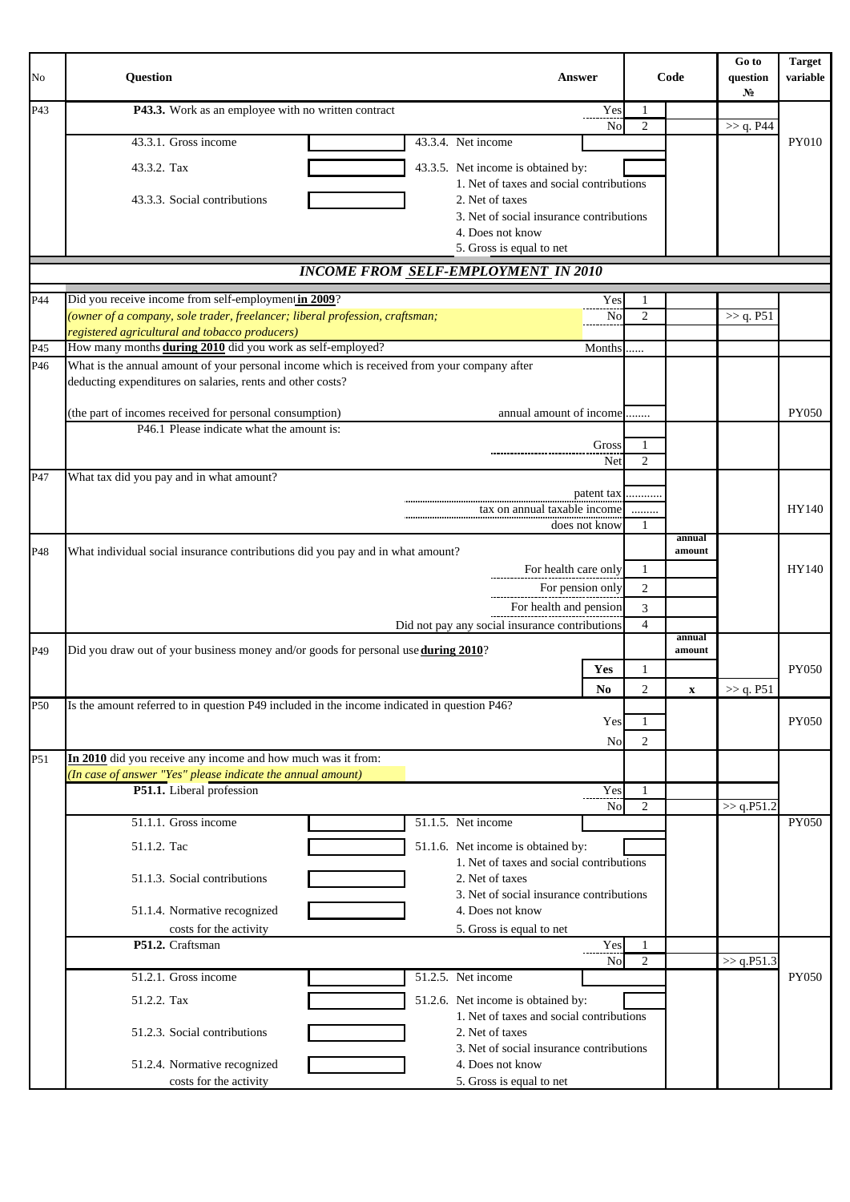| No | Question | Answer | Code | | Go to question № | Target variable |
|---|---|---|---|---|---|---|
| P43 | **P43.3.** Work as an employee with no written contract | Yes | 1 | | | |
| | | No | 2 | | >> q. P44 | |
| | 43.3.1. Gross income | 43.3.4. Net income | | | | PY010 |
| | 43.3.2. Tax | 43.3.5. Net income is obtained by: | | | | |
| | 43.3.3. Social contributions | 1. Net of taxes and social contributions<br>2. Net of taxes<br>3. Net of social insurance contributions<br>4. Does not know<br>5. Gross is equal to net | | | | |
| | ***INCOME FROM SELF-EMPLOYMENT IN 2010*** | | | | | |
| P44 | Did you receive income from self-employment **in 2009**? *(owner of a company, sole trader, freelancer; liberal profession, craftsman; registered agricultural and tobacco producers)* | Yes | 1 | | | |
| | | No | 2 | | >> q. P51 | |
| P45 | How many months **during 2010** did you work as self-employed? | Months | ...... | | | |
| P46 | What is the annual amount of your personal income which is received from your company after deducting expenditures on salaries, rents and other costs? (the part of incomes received for personal consumption) | annual amount of income | ........ | | | PY050 |
| | P46.1 Please indicate what the amount is: | Gross | 1 | | | |
| | | Net | 2 | | | |
| P47 | What tax did you pay and in what amount? | patent tax | ............ | | | |
| | | tax on annual taxable income | ......... | | | HY140 |
| | | does not know | 1 | | | |
| P48 | What individual social insurance contributions did you pay and in what amount? | | | annual amount | | |
| | | For health care only | 1 | | | HY140 |
| | | For pension only | 2 | | | |
| | | For health and pension | 3 | | | |
| | | Did not pay any social insurance contributions | 4 | | | |
| P49 | Did you draw out of your business money and/or goods for personal use **during 2010**? | | | annual amount | | |
| | | **Yes** | 1 | | | PY050 |
| | | **No** | 2 | x | >> q. P51 | |
| P50 | Is the amount referred to in question P49 included in the income indicated in question P46? | Yes | 1 | | | PY050 |
| | | No | 2 | | | |
| P51 | **In 2010** did you receive any income and how much was it from: *(In case of answer "Yes" please indicate the annual amount)* | | | | | |
| | **P51.1.** Liberal profession | Yes | 1 | | | |
| | | No | 2 | | >> q.P51.2 | |
| | 51.1.1. Gross income | 51.1.5. Net income | | | | PY050 |
| | 51.1.2. Tac | 51.1.6. Net income is obtained by: | | | | |
| | 51.1.3. Social contributions<br>51.1.4. Normative recognized costs for the activity | 1. Net of taxes and social contributions<br>2. Net of taxes<br>3. Net of social insurance contributions<br>4. Does not know<br>5. Gross is equal to net | | | | |
| | **P51.2.** Craftsman | Yes | 1 | | | |
| | | No | 2 | | >> q.P51.3 | |
| | 51.2.1. Gross income | 51.2.5. Net income | | | | PY050 |
| | 51.2.2. Tax | 51.2.6. Net income is obtained by: | | | | |
| | 51.2.3. Social contributions<br>51.2.4. Normative recognized costs for the activity | 1. Net of taxes and social contributions<br>2. Net of taxes<br>3. Net of social insurance contributions<br>4. Does not know<br>5. Gross is equal to net | | | | |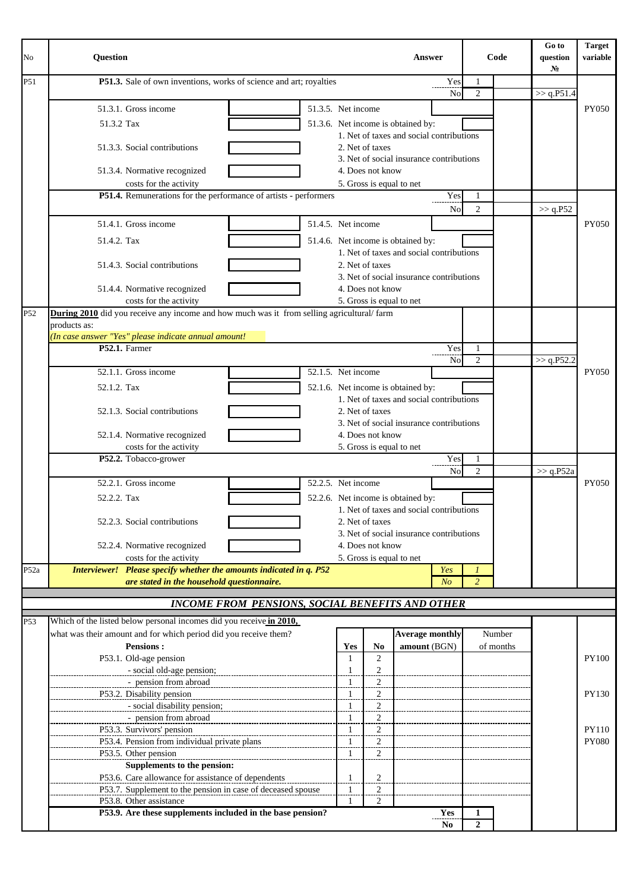| No | Question | Answer | Code | Go to question № | Target variable |
|---|---|---|---|---|---|
| P51 | **P51.3.** Sale of own inventions, works of science and art; royalties | Yes | 1 | | |
| | | No | 2 | >> q.P51.4 | |
| | 51.3.1. Gross income ___ 51.3.5. Net income ___ | | | | PY050 |
| | 51.3.2 Tax ___ 51.3.6. Net income is obtained by: ___<br>1. Net of taxes and social contributions | | | | |
| | 51.3.3. Social contributions ___ 2. Net of taxes<br>3. Net of social insurance contributions | | | | |
| | 51.3.4. Normative recognized costs for the activity ___ 4. Does not know<br>5. Gross is equal to net | | | | |
| | **P51.4.** Remunerations for the performance of artists - performers | Yes | 1 | | |
| | | No | 2 | >> q.P52 | |
| | 51.4.1. Gross income ___ 51.4.5. Net income ___ | | | | PY050 |
| | 51.4.2. Tax ___ 51.4.6. Net income is obtained by: ___<br>1. Net of taxes and social contributions | | | | |
| | 51.4.3. Social contributions ___ 2. Net of taxes<br>3. Net of social insurance contributions | | | | |
| | 51.4.4. Normative recognized costs for the activity ___ 4. Does not know<br>5. Gross is equal to net | | | | |
| P52 | **<u>During 2010</u>** did you receive any income and how much was it from selling agricultural/ farm products as:<br>*(In case answer "Yes" please indicate annual amount!* | | | | |
| | **P52.1.** Farmer | Yes | 1 | | |
| | | No | 2 | >> q.P52.2 | |
| | 52.1.1. Gross income ___ 52.1.5. Net income ___ | | | | PY050 |
| | 52.1.2. Tax ___ 52.1.6. Net income is obtained by: ___<br>1. Net of taxes and social contributions | | | | |
| | 52.1.3. Social contributions ___ 2. Net of taxes<br>3. Net of social insurance contributions | | | | |
| | 52.1.4. Normative recognized costs for the activity ___ 4. Does not know<br>5. Gross is equal to net | | | | |
| | **P52.2.** Tobacco-grower | Yes | 1 | | |
| | | No | 2 | >> q.P52a | |
| | 52.2.1. Gross income ___ 52.2.5. Net income ___ | | | | PY050 |
| | 52.2.2. Tax ___ 52.2.6. Net income is obtained by: ___<br>1. Net of taxes and social contributions | | | | |
| | 52.2.3. Social contributions ___ 2. Net of taxes<br>3. Net of social insurance contributions | | | | |
| | 52.2.4. Normative recognized costs for the activity ___ 4. Does not know<br>5. Gross is equal to net | | | | |
| P52a | ***Interviewer! Please specify whether the amounts indicated in q. P52 are stated in the household questionnaire.*** | *Yes* | *1* | | |
| | | *No* | *2* | | |

## *INCOME FROM PENSIONS, SOCIAL BENEFITS AND OTHER*

P53 Which of the listed below personal incomes did you receive **<u>in 2010,</u>** what was their amount and for which period did you receive them?

| **Pensions :** | **Yes** | **No** | **Average monthly amount** (BGN) | Number of months | Go to question № | Target variable |
|---|---|---|---|---|---|---|
| P53.1. Old-age pension | 1 | 2 | | | | PY100 |
| - social old-age pension; | 1 | 2 | | | | |
| - pension from abroad | 1 | 2 | | | | |
| P53.2. Disability pension | 1 | 2 | | | | PY130 |
| - social disability pension; | 1 | 2 | | | | |
| - pension from abroad | 1 | 2 | | | | |
| P53.3. Survivors' pension | 1 | 2 | | | | PY110 |
| P53.4. Pension from individual private plans | 1 | 2 | | | | PY080 |
| P53.5. Other pension | 1 | 2 | | | | |
| **Supplements to the pension:** | | | | | | |
| P53.6. Care allowance for assistance of dependents | 1 | 2 | | | | |
| P53.7. Supplement to the pension in case of deceased spouse | 1 | 2 | | | | |
| P53.8. Other assistance | 1 | 2 | | | | |
| **P53.9. Are these supplements included in the base pension?** | | | **Yes** | **1** | | |
| | | | **No** | **2** | | |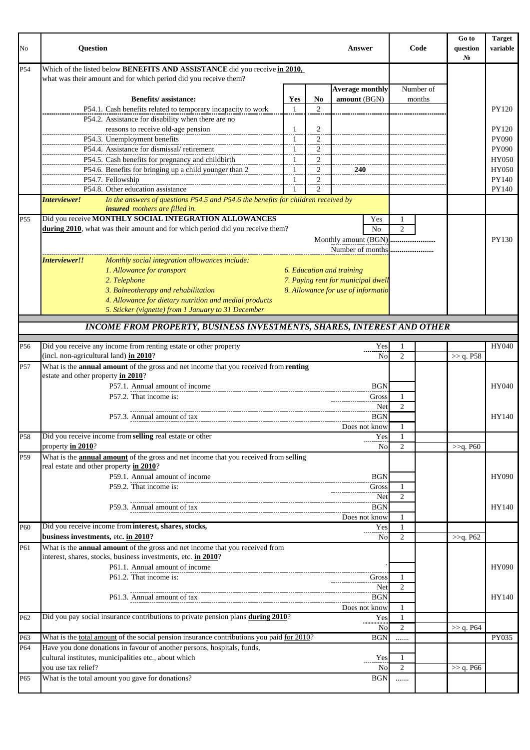| No | Question | Answer | Code | Go to question № | Target variable |
|---|---|---|---|---|---|
| P54 | Which of the listed below **BENEFITS AND ASSISTANCE** did you receive **in 2010**, what was their amount and for which period did you receive them? | | | | |

| Benefits/ assistance: | Yes | No | Average monthly amount (BGN) | Number of months | Target variable |
|---|---|---|---|---|---|
| P54.1. Cash benefits related to temporary incapacity to work | 1 | 2 | | | PY120 |
| P54.2. Assistance for disability when there are no reasons to receive old-age pension | 1 | 2 | | | PY120 |
| P54.3. Unemployment benefits | 1 | 2 | | | PY090 |
| P54.4. Assistance for dismissal/ retirement | 1 | 2 | | | PY090 |
| P54.5. Cash benefits for pregnancy and childbirth | 1 | 2 | | | HY050 |
| P54.6. Benefits for bringing up a child younger than 2 | 1 | 2 | 240 | | HY050 |
| P54.7. Fellowship | 1 | 2 | | | PY140 |
| P54.8. Other education assistance | 1 | 2 | | | PY140 |

***Interviewer!*** *In the answers of questions P54.5 and P54.6 the benefits for children received by **insured** mothers are filled in.*

| No | Question | Answer | Code | Go to question № | Target variable |
|---|---|---|---|---|---|
| P55 | Did you receive **MONTHLY SOCIAL INTEGRATION ALLOWANCES during 2010**, what was their amount and for which period did you receive them? | Yes | 1 | | |
| | | No | 2 | | |
| | | Monthly amount (BGN) | ........................ | | PY130 |
| | | Number of months | ........................ | | |

***Interviewer!!*** *Monthly social integration allowances include:*
*1. Allowance for transport*
*2. Telephone*
*3. Balneotherapy and rehabilitation*
*4. Allowance for dietary nutrition and medial products*
*5. Sticker (vignette) from 1 January to 31 December*
*6. Education and training*
*7. Paying rent for municipal dwell*
*8. Allowance for use of informatio*

## *INCOME FROM PROPERTY, BUSINESS INVESTMENTS, SHARES, INTEREST AND OTHER*

| No | Question | Answer | Code | Go to question № | Target variable |
|---|---|---|---|---|---|
| P56 | Did you receive any income from renting estate or other property (incl. non-agricultural land) **in 2010**? | Yes | 1 | | HY040 |
| | | No | 2 | >> q. P58 | |
| P57 | What is the **annual amount** of the gross and net income that you received from **renting** estate and other property **in 2010**? | | | | |
| | P57.1. Annual amount of income | BGN | | | HY040 |
| | P57.2. That income is: | Gross | 1 | | |
| | | Net | 2 | | |
| | P57.3. Annual amount of tax | BGN | | | HY140 |
| | | Does not know | 1 | | |
| P58 | Did you receive income from **selling** real estate or other property **in 2010**? | Yes | 1 | | |
| | | No | 2 | >>q. P60 | |
| P59 | What is the **annual amount** of the gross and net income that you received from selling real estate and other property **in 2010**? | | | | |
| | P59.1. Annual amount of income | BGN | | | HY090 |
| | P59.2. That income is: | Gross | 1 | | |
| | | Net | 2 | | |
| | P59.3. Annual amount of tax | BGN | | | HY140 |
| | | Does not know | 1 | | |
| P60 | Did you receive income from **interest, shares, stocks, business investments**, etc. **in 2010?** | Yes | 1 | | |
| | | No | 2 | >>q. P62 | |
| P61 | What is the **annual amount** of the gross and net income that you received from interest, shares, stocks, business investments, etc. **in 2010**? | | | | |
| | P61.1. Annual amount of income | ` | | | HY090 |
| | P61.2. That income is: | Gross | 1 | | |
| | | Net | 2 | | |
| | P61.3. Annual amount of tax | BGN | | | HY140 |
| | | Does not know | 1 | | |
| P62 | Did you pay social insurance contributions to private pension plans **during 2010**? | Yes | 1 | | |
| | | No | 2 | >> q. P64 | |
| P63 | What is the total amount of the social pension insurance contributions you paid for 2010? | BGN | ....... | | PY035 |
| P64 | Have you done donations in favour of another persons, hospitals, funds, cultural institutes, municipalities etc., about which you use tax relief? | Yes | 1 | | |
| | | No | 2 | >> q. P66 | |
| P65 | What is the total amount you gave for donations? | BGN | ....... | | |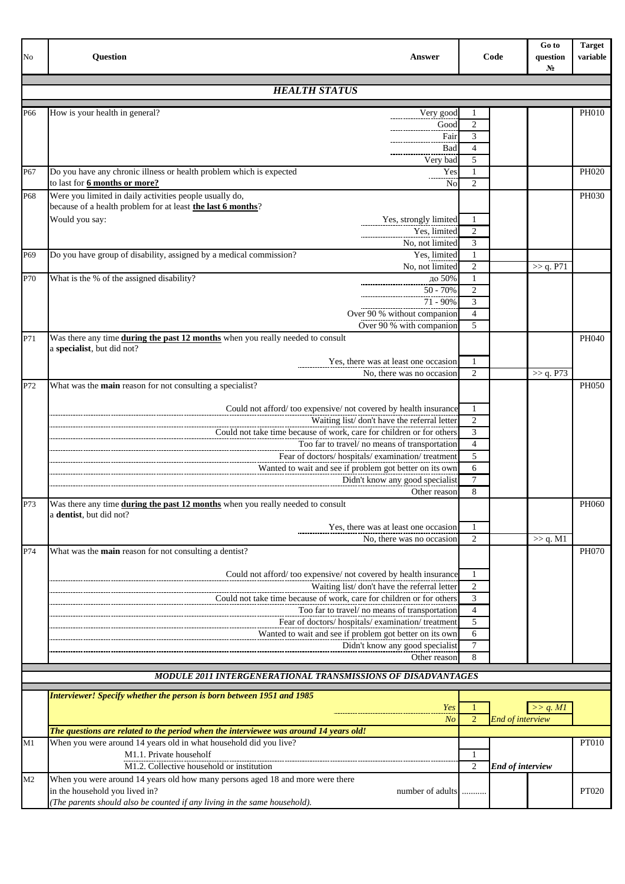| No | Question | Answer | Code | | Go to question № | Target variable |
|---|---|---|---|---|---|---|
| | | | | | | |
| | ***HEALTH STATUS*** | | | | | |
| P66 | How is your health in general? | Very good | 1 | | | PH010 |
| | | Good | 2 | | | |
| | | Fair | 3 | | | |
| | | Bad | 4 | | | |
| | | Very bad | 5 | | | |
| P67 | Do you have any chronic illness or health problem which is expected to last for **6 months or more?** | Yes | 1 | | | PH020 |
| | | No | 2 | | | |
| P68 | Were you limited in daily activities people usually do, because of a health problem for at least **the last 6 months**? Would you say: | | | | | PH030 |
| | | Yes, strongly limited | 1 | | | |
| | | Yes, limited | 2 | | | |
| | | No, not limited | 3 | | | |
| P69 | Do you have group of disability, assigned by a medical commission? | Yes, limited | 1 | | | |
| | | No, not limited | 2 | | >> q. P71 | |
| P70 | What is the % of the assigned disability? | до 50% | 1 | | | |
| | | 50 - 70% | 2 | | | |
| | | 71 - 90% | 3 | | | |
| | | Over 90 % without companion | 4 | | | |
| | | Over 90 % with companion | 5 | | | |
| P71 | Was there any time **during the past 12 months** when you really needed to consult a **specialist**, but did not? | | | | | PH040 |
| | | Yes, there was at least one occasion | 1 | | | |
| | | No, there was no occasion | 2 | | >> q. P73 | |
| P72 | What was the **main** reason for not consulting a specialist? | | | | | PH050 |
| | | Could not afford/ too expensive/ not covered by health insurance | 1 | | | |
| | | Waiting list/ don't have the referral letter | 2 | | | |
| | | Could not take time because of work, care for children or for others | 3 | | | |
| | | Too far to travel/ no means of transportation | 4 | | | |
| | | Fear of doctors/ hospitals/ examination/ treatment | 5 | | | |
| | | Wanted to wait and see if problem got better on its own | 6 | | | |
| | | Didn't know any good specialist | 7 | | | |
| | | Other reason | 8 | | | |
| P73 | Was there any time **during the past 12 months** when you really needed to consult a **dentist**, but did not? | | | | | PH060 |
| | | Yes, there was at least one occasion | 1 | | | |
| | | No, there was no occasion | 2 | | >> q. M1 | |
| P74 | What was the **main** reason for not consulting a dentist? | | | | | PH070 |
| | | Could not afford/ too expensive/ not covered by health insurance | 1 | | | |
| | | Waiting list/ don't have the referral letter | 2 | | | |
| | | Could not take time because of work, care for children or for others | 3 | | | |
| | | Too far to travel/ no means of transportation | 4 | | | |
| | | Fear of doctors/ hospitals/ examination/ treatment | 5 | | | |
| | | Wanted to wait and see if problem got better on its own | 6 | | | |
| | | Didn't know any good specialist | 7 | | | |
| | | Other reason | 8 | | | |
| | ***MODULE 2011 INTERGENERATIONAL TRANSMISSIONS OF DISADVANTAGES*** | | | | | |
| | ***Interviewer! Specify whether the person is born between 1951 and 1985*** | | | | | |
| | | *Yes* | 1 | | *>> q. M1* | |
| | | *No* | 2 | *End of interview* | | |
| | ***The questions are related to the period when the interviewee was around 14 years old!*** | | | | | |
| M1 | When you were around 14 years old in what household did you live? | | | | | PT010 |
| | M1.1. Private householf | | 1 | | | |
| | M1.2. Collective household or institution | | 2 | ***End of interview*** | | |
| M2 | When you were around 14 years old how many persons aged 18 and more were there in the household you lived in? *(The parents should also be counted if any living in the same household).* | number of adults | ........... | | | PT020 |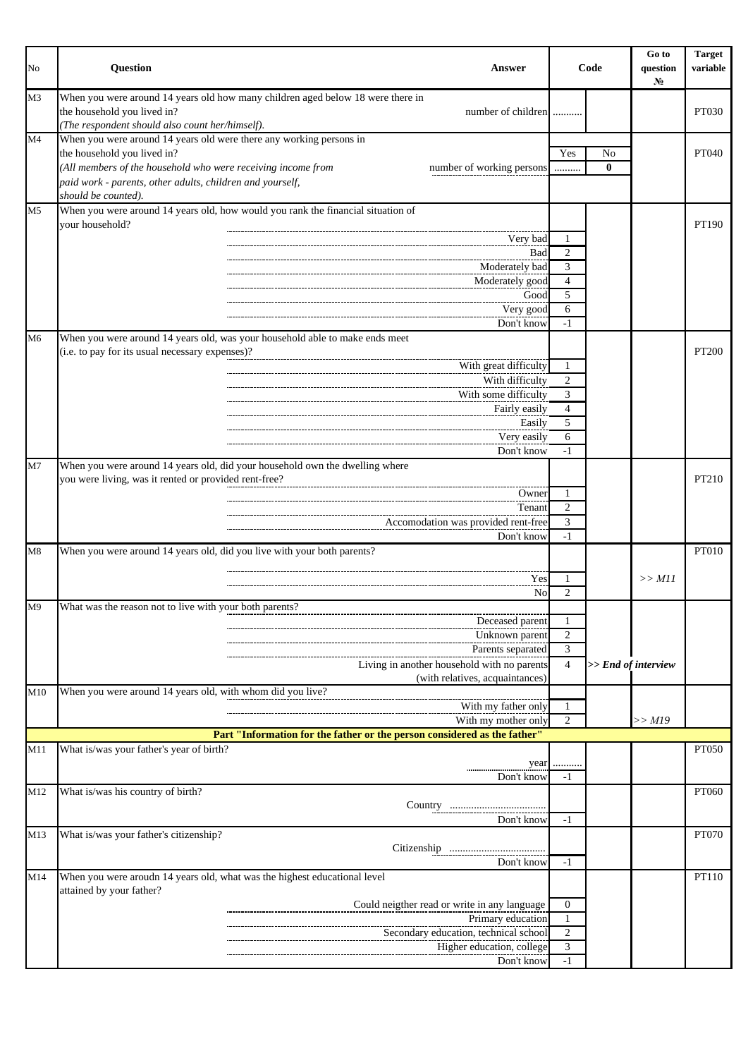| No | Question | Answer | Code | | Go to question № | Target variable |
|---|---|---|---|---|---|---|
| M3 | When you were around 14 years old how many children aged below 18 were there in the household you lived in? *(The respondent should also count her/himself).* | number of children | .......... | | | PT030 |
| M4 | When you were around 14 years old were there any working persons in the household you lived in? *(All members of the household who were receiving income from paid work - parents, other adults, children and yourself, should be counted).* | | Yes | No | | PT040 |
| | | number of working persons | .......... | **0** | | |
| M5 | When you were around 14 years old, how would you rank the financial situation of your household? | | | | | PT190 |
| | | Very bad | 1 | | | |
| | | Bad | 2 | | | |
| | | Moderately bad | 3 | | | |
| | | Moderately good | 4 | | | |
| | | Good | 5 | | | |
| | | Very good | 6 | | | |
| | | Don't know | -1 | | | |
| M6 | When you were around 14 years old, was your household able to make ends meet (i.e. to pay for its usual necessary expenses)? | | | | | PT200 |
| | | With great difficulty | 1 | | | |
| | | With difficulty | 2 | | | |
| | | With some difficulty | 3 | | | |
| | | Fairly easily | 4 | | | |
| | | Easily | 5 | | | |
| | | Very easily | 6 | | | |
| | | Don't know | -1 | | | |
| M7 | When you were around 14 years old, did your household own the dwelling where you were living, was it rented or provided rent-free? | | | | | PT210 |
| | | Owner | 1 | | | |
| | | Tenant | 2 | | | |
| | | Accomodation was provided rent-free | 3 | | | |
| | | Don't know | -1 | | | |
| M8 | When you were around 14 years old, did you live with your both parents? | | | | | PT010 |
| | | Yes | 1 | | *>> M11* | |
| | | No | 2 | | | |
| M9 | What was the reason not to live with your both parents? | | | | | |
| | | Deceased parent | 1 | | | |
| | | Unknown parent | 2 | | | |
| | | Parents separated | 3 | | | |
| | | Living in another household with no parents (with relatives, acquaintances) | 4 | | ***>> End of interview*** | |
| M10 | When you were around 14 years old, with whom did you live? | | | | | |
| | | With my father only | 1 | | | |
| | | With my mother only | 2 | | *>> M19* | |
| | **Part "Information for the father or the person considered as the father"** | | | | | |
| M11 | What is/was your father's year of birth? | year | .......... | | | PT050 |
| | | Don't know | -1 | | | |
| M12 | What is/was his country of birth? | Country .................................... | | | | PT060 |
| | | Don't know | -1 | | | |
| M13 | What is/was your father's citizenship? | Citizenship .................................... | | | | PT070 |
| | | Don't know | -1 | | | |
| M14 | When you were aroudn 14 years old, what was the highest educational level attained by your father? | | | | | PT110 |
| | | Could neigther read or write in any language | 0 | | | |
| | | Primary education | 1 | | | |
| | | Secondary education, technical school | 2 | | | |
| | | Higher education, college | 3 | | | |
| | | Don't know | -1 | | | |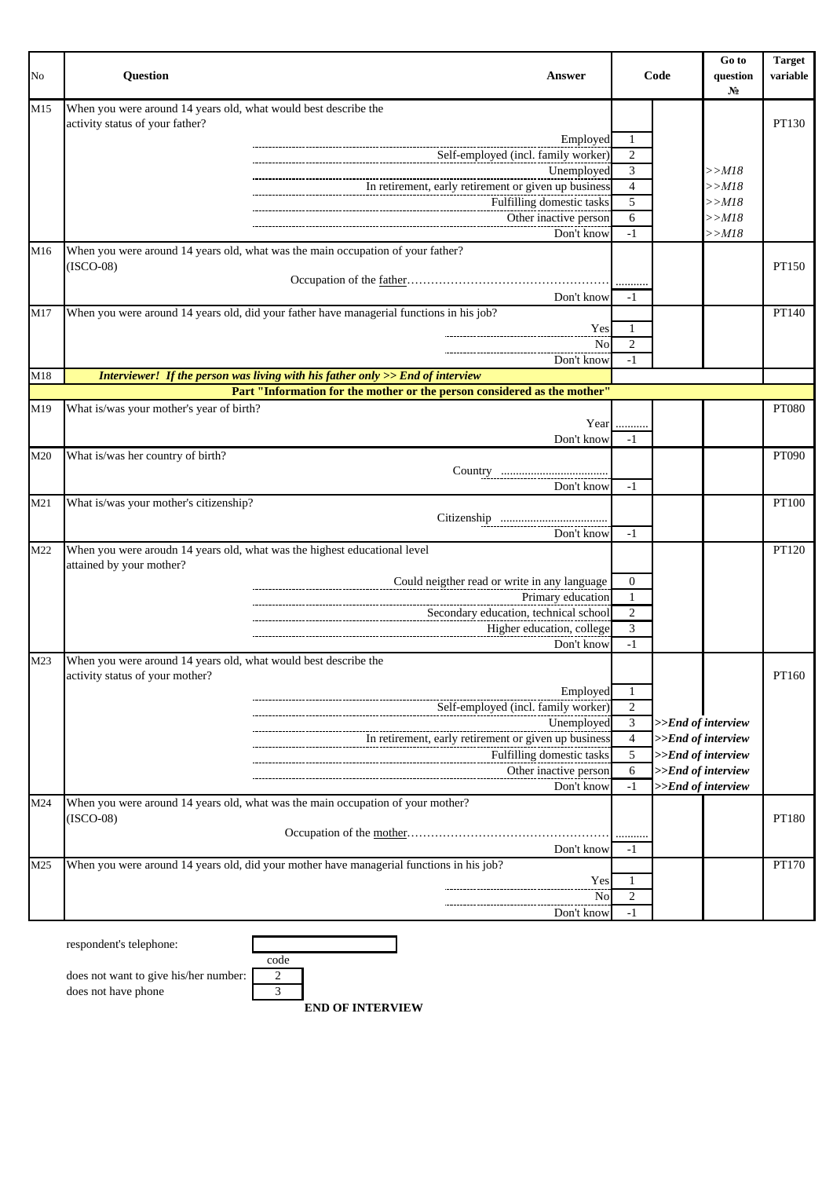| No | Question | Answer | Code | | Go to question № | Target variable |
|---|---|---|---|---|---|---|
| M15 | When you were around 14 years old, what would best describe the activity status of your father? | | | | | PT130 |
| | | Employed | 1 | | | |
| | | Self-employed (incl. family worker) | 2 | | | |
| | | Unemployed | 3 | | *>>M18* | |
| | | In retirement, early retirement or given up business | 4 | | *>>M18* | |
| | | Fulfilling domestic tasks | 5 | | *>>M18* | |
| | | Other inactive person | 6 | | *>>M18* | |
| | | Don't know | -1 | | *>>M18* | |
| M16 | When you were around 14 years old, what was the main occupation of your father? (ISCO-08) | | | | | PT150 |
| | | Occupation of the father……………………………………………… | .......... | | | |
| | | Don't know | -1 | | | |
| M17 | When you were around 14 years old, did your father have managerial functions in his job? | | | | | PT140 |
| | | Yes | 1 | | | |
| | | No | 2 | | | |
| | | Don't know | -1 | | | |
| M18 | ***Interviewer! If the person was living with his father only >> End of interview*** | | | | | |
| | **Part "Information for the mother or the person considered as the mother"** | | | | | |
| M19 | What is/was your mother's year of birth? | | | | | PT080 |
| | | Year | .......... | | | |
| | | Don't know | -1 | | | |
| M20 | What is/was her country of birth? | | | | | PT090 |
| | | Country .................................... | | | | |
| | | Don't know | -1 | | | |
| M21 | What is/was your mother's citizenship? | | | | | PT100 |
| | | Citizenship .................................... | | | | |
| | | Don't know | -1 | | | |
| M22 | When you were aroudn 14 years old, what was the highest educational level attained by your mother? | | | | | PT120 |
| | | Could neigther read or write in any language | 0 | | | |
| | | Primary education | 1 | | | |
| | | Secondary education, technical school | 2 | | | |
| | | Higher education, college | 3 | | | |
| | | Don't know | -1 | | | |
| M23 | When you were around 14 years old, what would best describe the activity status of your mother? | | | | | PT160 |
| | | Employed | 1 | | | |
| | | Self-employed (incl. family worker) | 2 | | | |
| | | Unemployed | 3 | *>>End of interview* | | |
| | | In retirement, early retirement or given up business | 4 | *>>End of interview* | | |
| | | Fulfilling domestic tasks | 5 | *>>End of interview* | | |
| | | Other inactive person | 6 | *>>End of interview* | | |
| | | Don't know | -1 | *>>End of interview* | | |
| M24 | When you were around 14 years old, what was the main occupation of your mother? (ISCO-08) | | | | | PT180 |
| | | Occupation of the mother……………………………………………… | .......... | | | |
| | | Don't know | -1 | | | |
| M25 | When you were around 14 years old, did your mother have managerial functions in his job? | | | | | PT170 |
| | | Yes | 1 | | | |
| | | No | 2 | | | |
| | | Don't know | -1 | | | |

respondent's telephone: [ ]

| | code |
|---|---|
| does not want to give his/her number: | 2 |
| does not have phone | 3 |

**END OF INTERVIEW**